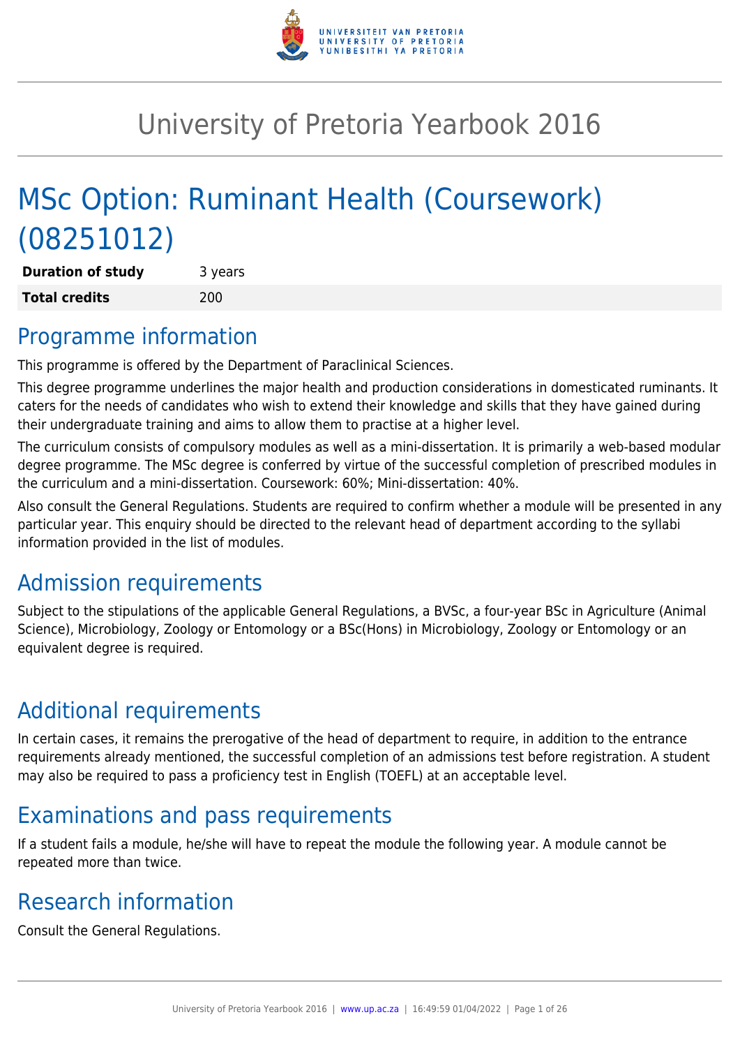# University of Pretoria Yearbook 2016

## MSc Option: Ruminant Health (Coursework) (08251012)

| **Duration of study** | 3 years |
| --- | --- |
| **Total credits** | 200 |

## Programme information

This programme is offered by the Department of Paraclinical Sciences.

This degree programme underlines the major health and production considerations in domesticated ruminants. It caters for the needs of candidates who wish to extend their knowledge and skills that they have gained during their undergraduate training and aims to allow them to practise at a higher level.

The curriculum consists of compulsory modules as well as a mini-dissertation. It is primarily a web-based modular degree programme. The MSc degree is conferred by virtue of the successful completion of prescribed modules in the curriculum and a mini-dissertation. Coursework: 60%; Mini-dissertation: 40%.

Also consult the General Regulations. Students are required to confirm whether a module will be presented in any particular year. This enquiry should be directed to the relevant head of department according to the syllabi information provided in the list of modules.

## Admission requirements

Subject to the stipulations of the applicable General Regulations, a BVSc, a four-year BSc in Agriculture (Animal Science), Microbiology, Zoology or Entomology or a BSc(Hons) in Microbiology, Zoology or Entomology or an equivalent degree is required.

## Additional requirements

In certain cases, it remains the prerogative of the head of department to require, in addition to the entrance requirements already mentioned, the successful completion of an admissions test before registration. A student may also be required to pass a proficiency test in English (TOEFL) at an acceptable level.

## Examinations and pass requirements

If a student fails a module, he/she will have to repeat the module the following year. A module cannot be repeated more than twice.

## Research information

Consult the General Regulations.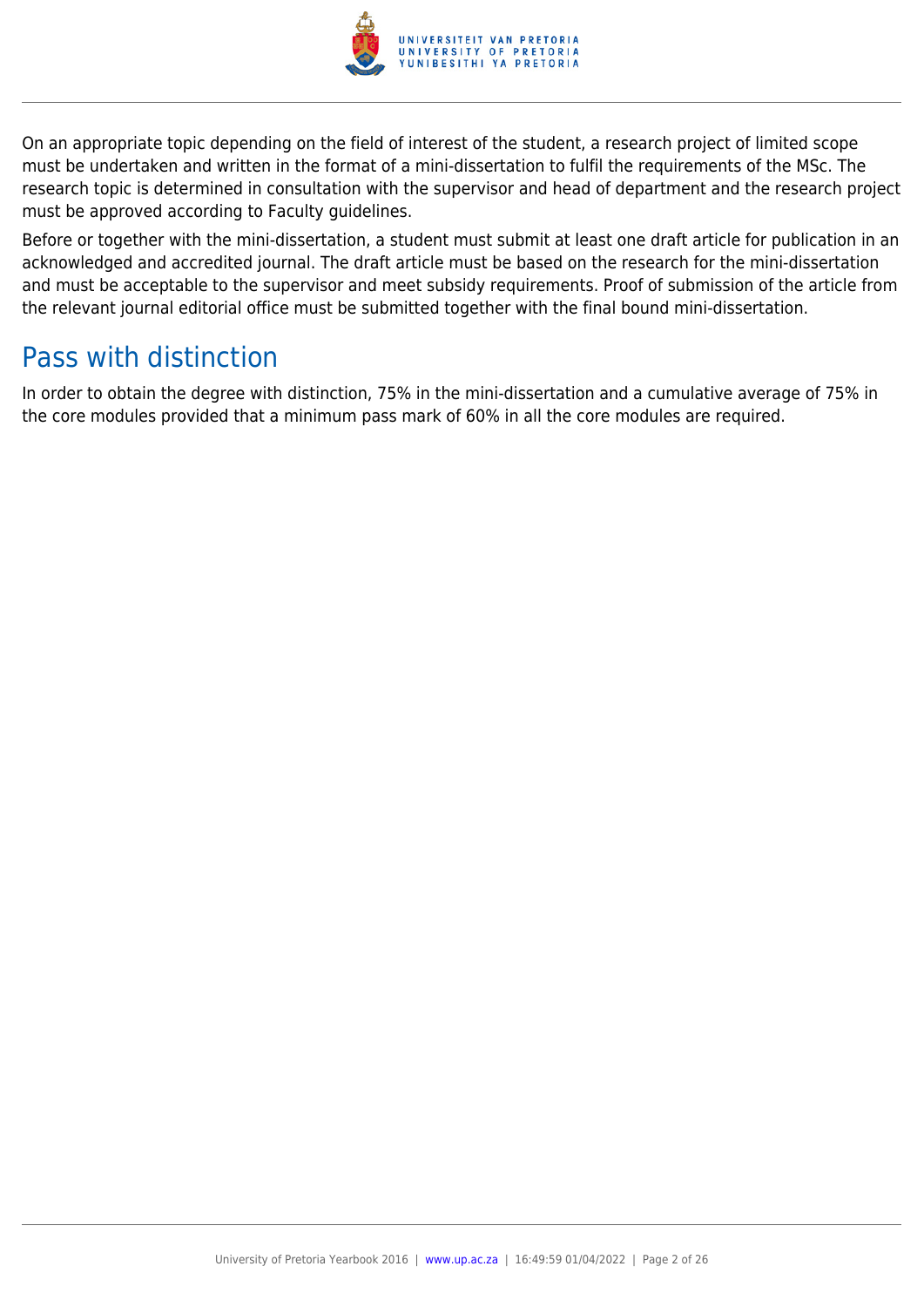On an appropriate topic depending on the field of interest of the student, a research project of limited scope must be undertaken and written in the format of a mini-dissertation to fulfil the requirements of the MSc. The research topic is determined in consultation with the supervisor and head of department and the research project must be approved according to Faculty guidelines.

Before or together with the mini-dissertation, a student must submit at least one draft article for publication in an acknowledged and accredited journal. The draft article must be based on the research for the mini-dissertation and must be acceptable to the supervisor and meet subsidy requirements. Proof of submission of the article from the relevant journal editorial office must be submitted together with the final bound mini-dissertation.

## Pass with distinction

In order to obtain the degree with distinction, 75% in the mini-dissertation and a cumulative average of 75% in the core modules provided that a minimum pass mark of 60% in all the core modules are required.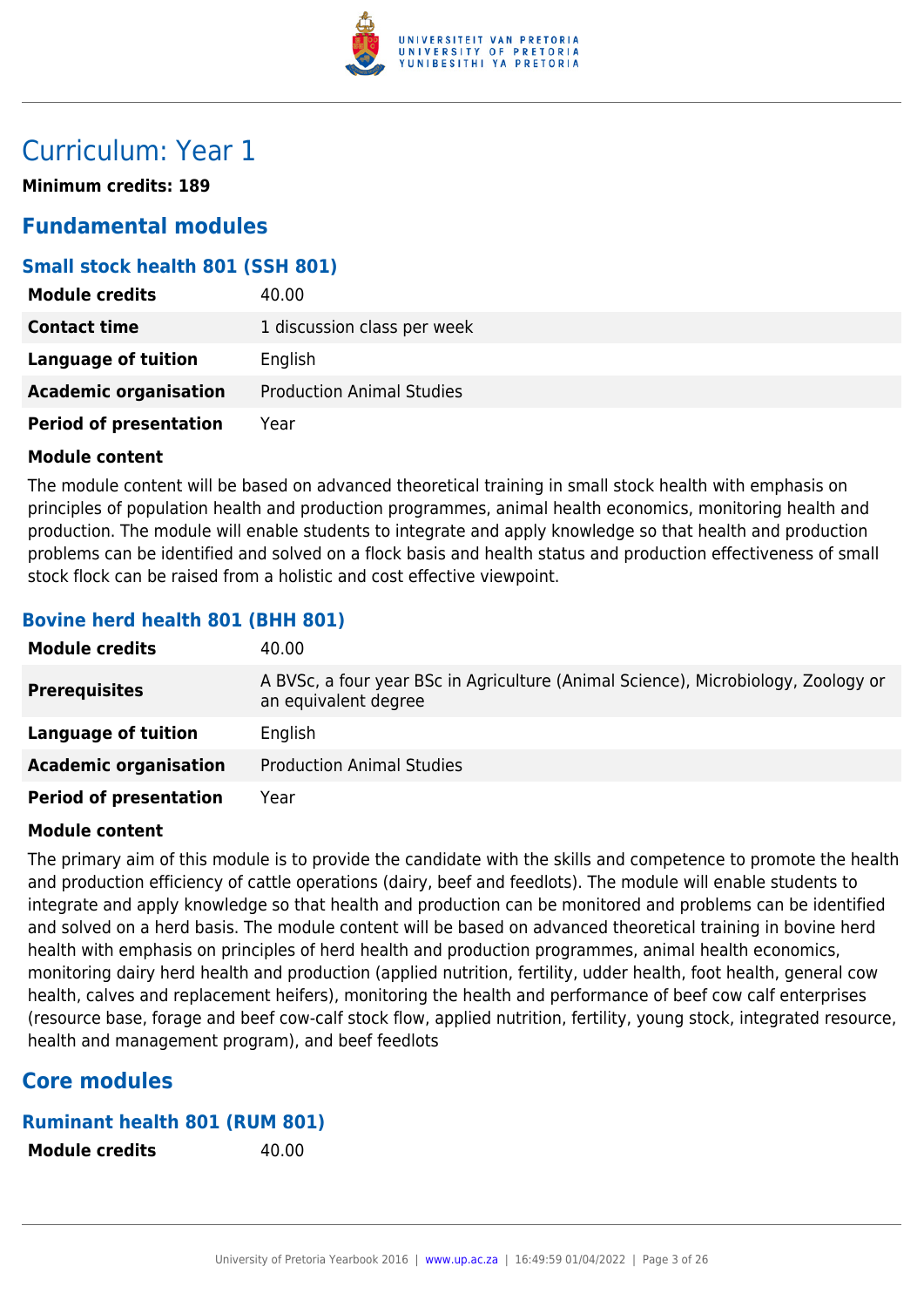# Curriculum: Year 1

**Minimum credits: 189**

## Fundamental modules

### Small stock health 801 (SSH 801)

| | |
|---|---|
| **Module credits** | 40.00 |
| **Contact time** | 1 discussion class per week |
| **Language of tuition** | English |
| **Academic organisation** | Production Animal Studies |
| **Period of presentation** | Year |

**Module content**

The module content will be based on advanced theoretical training in small stock health with emphasis on principles of population health and production programmes, animal health economics, monitoring health and production. The module will enable students to integrate and apply knowledge so that health and production problems can be identified and solved on a flock basis and health status and production effectiveness of small stock flock can be raised from a holistic and cost effective viewpoint.

### Bovine herd health 801 (BHH 801)

| | |
|---|---|
| **Module credits** | 40.00 |
| **Prerequisites** | A BVSc, a four year BSc in Agriculture (Animal Science), Microbiology, Zoology or an equivalent degree |
| **Language of tuition** | English |
| **Academic organisation** | Production Animal Studies |
| **Period of presentation** | Year |

**Module content**

The primary aim of this module is to provide the candidate with the skills and competence to promote the health and production efficiency of cattle operations (dairy, beef and feedlots). The module will enable students to integrate and apply knowledge so that health and production can be monitored and problems can be identified and solved on a herd basis. The module content will be based on advanced theoretical training in bovine herd health with emphasis on principles of herd health and production programmes, animal health economics, monitoring dairy herd health and production (applied nutrition, fertility, udder health, foot health, general cow health, calves and replacement heifers), monitoring the health and performance of beef cow calf enterprises (resource base, forage and beef cow-calf stock flow, applied nutrition, fertility, young stock, integrated resource, health and management program), and beef feedlots

## Core modules

### Ruminant health 801 (RUM 801)

| | |
|---|---|
| **Module credits** | 40.00 |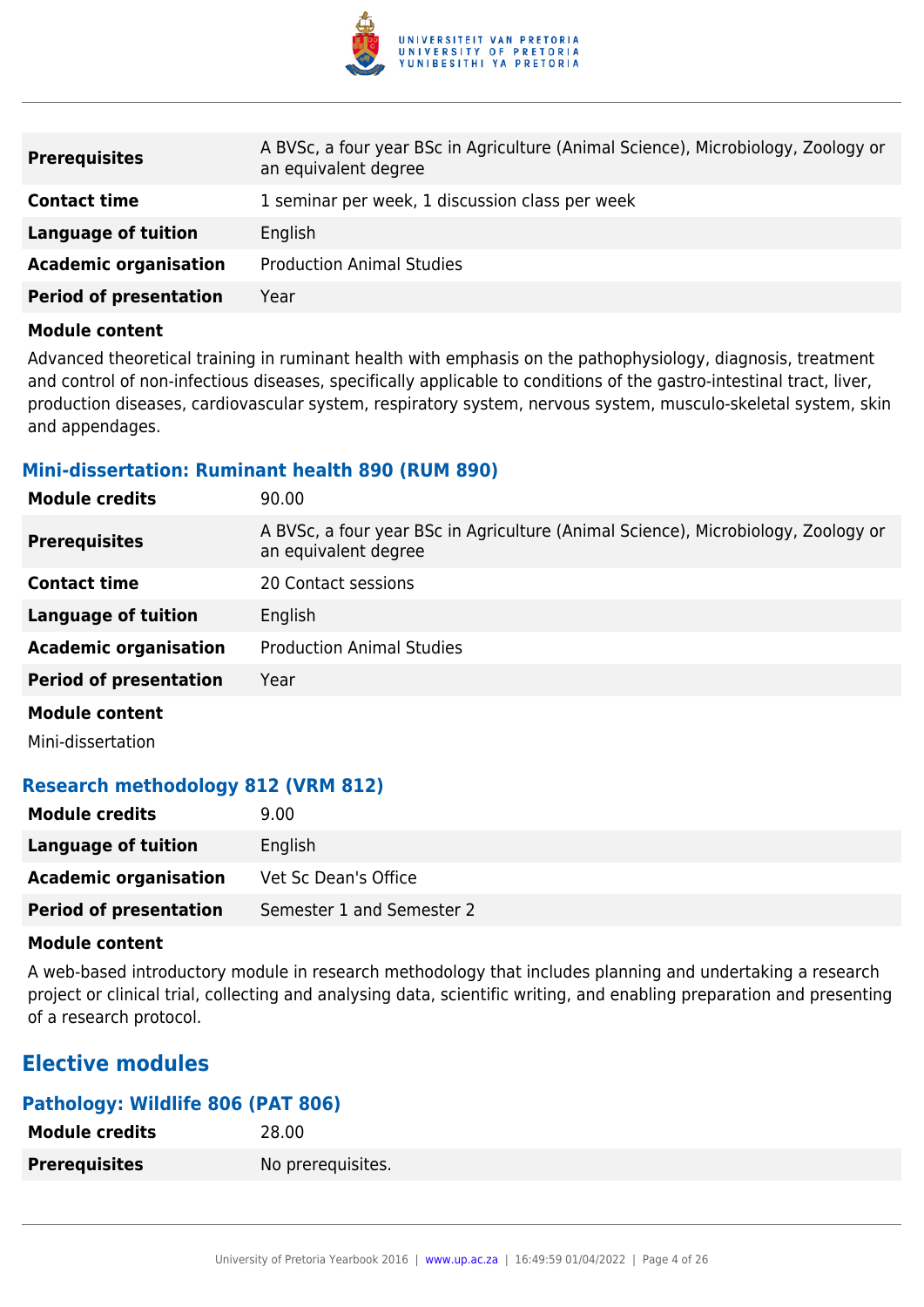| | |
|---|---|
| **Prerequisites** | A BVSc, a four year BSc in Agriculture (Animal Science), Microbiology, Zoology or an equivalent degree |
| **Contact time** | 1 seminar per week, 1 discussion class per week |
| **Language of tuition** | English |
| **Academic organisation** | Production Animal Studies |
| **Period of presentation** | Year |

**Module content**

Advanced theoretical training in ruminant health with emphasis on the pathophysiology, diagnosis, treatment and control of non-infectious diseases, specifically applicable to conditions of the gastro-intestinal tract, liver, production diseases, cardiovascular system, respiratory system, nervous system, musculo-skeletal system, skin and appendages.

### Mini-dissertation: Ruminant health 890 (RUM 890)

| | |
|---|---|
| **Module credits** | 90.00 |
| **Prerequisites** | A BVSc, a four year BSc in Agriculture (Animal Science), Microbiology, Zoology or an equivalent degree |
| **Contact time** | 20 Contact sessions |
| **Language of tuition** | English |
| **Academic organisation** | Production Animal Studies |
| **Period of presentation** | Year |

**Module content**

Mini-dissertation

### Research methodology 812 (VRM 812)

| | |
|---|---|
| **Module credits** | 9.00 |
| **Language of tuition** | English |
| **Academic organisation** | Vet Sc Dean's Office |
| **Period of presentation** | Semester 1 and Semester 2 |

**Module content**

A web-based introductory module in research methodology that includes planning and undertaking a research project or clinical trial, collecting and analysing data, scientific writing, and enabling preparation and presenting of a research protocol.

## Elective modules

### Pathology: Wildlife 806 (PAT 806)

| | |
|---|---|
| **Module credits** | 28.00 |
| **Prerequisites** | No prerequisites. |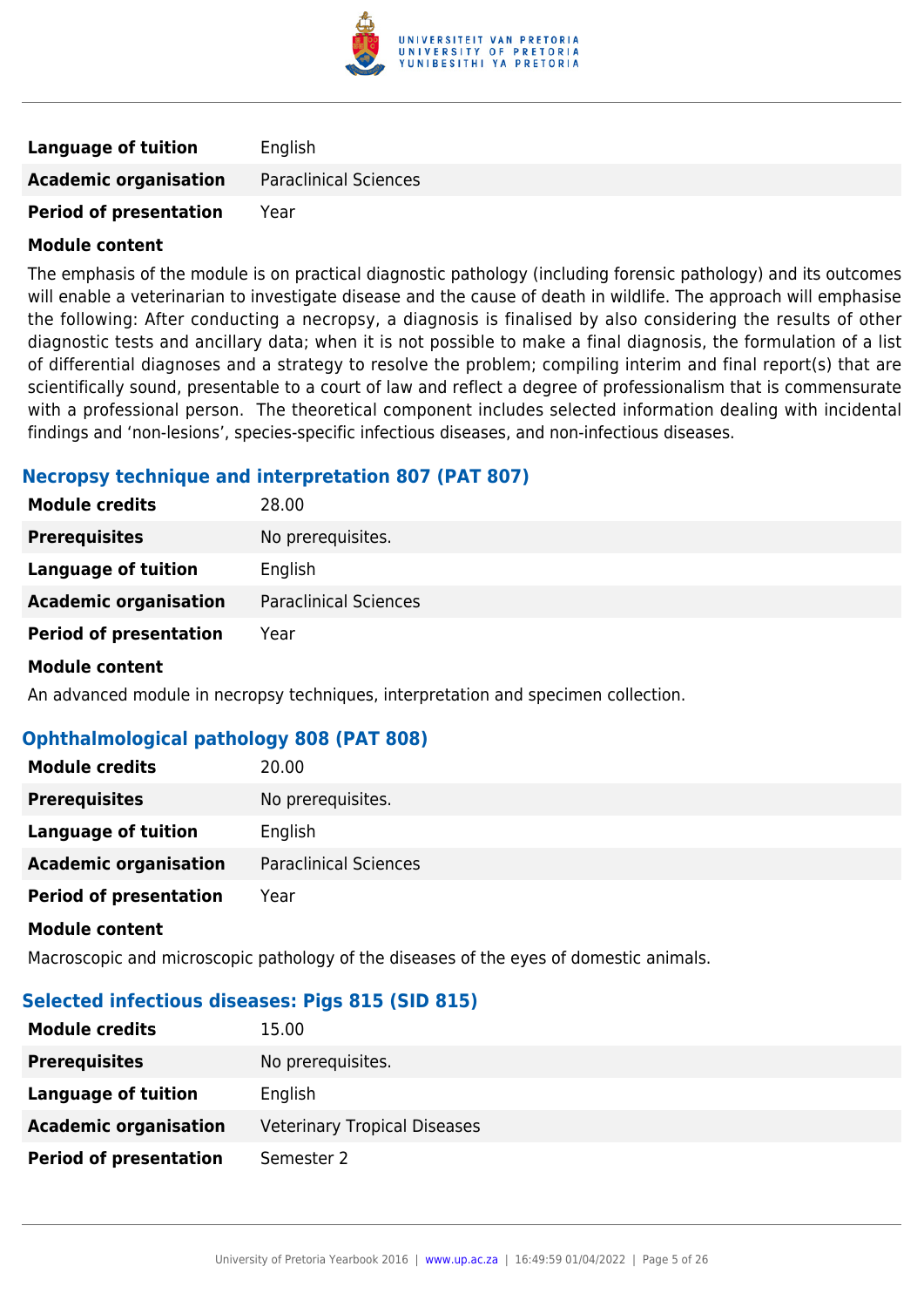| | |
|---|---|
| **Language of tuition** | English |
| **Academic organisation** | Paraclinical Sciences |
| **Period of presentation** | Year |

**Module content**

The emphasis of the module is on practical diagnostic pathology (including forensic pathology) and its outcomes will enable a veterinarian to investigate disease and the cause of death in wildlife. The approach will emphasise the following: After conducting a necropsy, a diagnosis is finalised by also considering the results of other diagnostic tests and ancillary data; when it is not possible to make a final diagnosis, the formulation of a list of differential diagnoses and a strategy to resolve the problem; compiling interim and final report(s) that are scientifically sound, presentable to a court of law and reflect a degree of professionalism that is commensurate with a professional person. The theoretical component includes selected information dealing with incidental findings and 'non-lesions', species-specific infectious diseases, and non-infectious diseases.

### Necropsy technique and interpretation 807 (PAT 807)

| | |
|---|---|
| **Module credits** | 28.00 |
| **Prerequisites** | No prerequisites. |
| **Language of tuition** | English |
| **Academic organisation** | Paraclinical Sciences |
| **Period of presentation** | Year |

**Module content**

An advanced module in necropsy techniques, interpretation and specimen collection.

### Ophthalmological pathology 808 (PAT 808)

| | |
|---|---|
| **Module credits** | 20.00 |
| **Prerequisites** | No prerequisites. |
| **Language of tuition** | English |
| **Academic organisation** | Paraclinical Sciences |
| **Period of presentation** | Year |

**Module content**

Macroscopic and microscopic pathology of the diseases of the eyes of domestic animals.

### Selected infectious diseases: Pigs 815 (SID 815)

| | |
|---|---|
| **Module credits** | 15.00 |
| **Prerequisites** | No prerequisites. |
| **Language of tuition** | English |
| **Academic organisation** | Veterinary Tropical Diseases |
| **Period of presentation** | Semester 2 |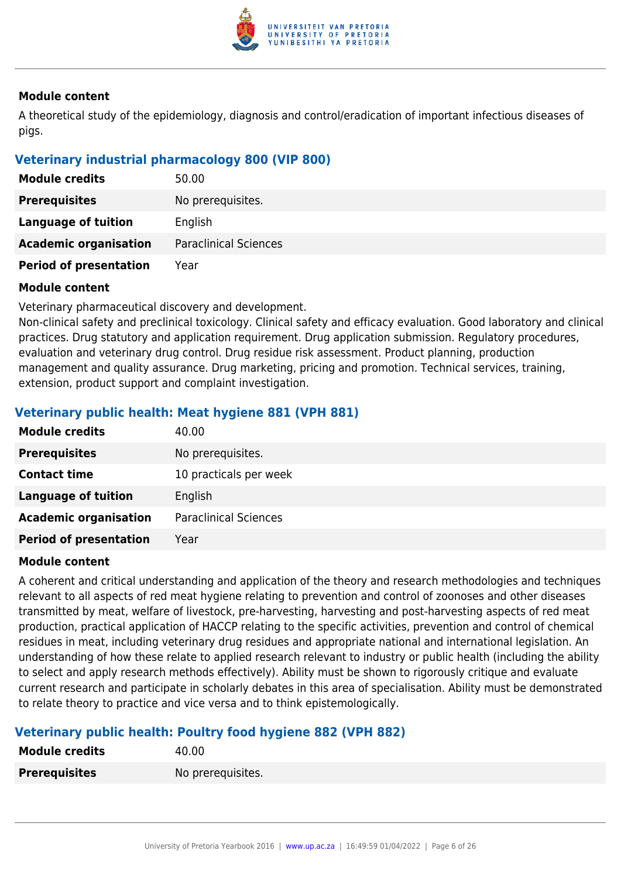#### Module content

A theoretical study of the epidemiology, diagnosis and control/eradication of important infectious diseases of pigs.

### Veterinary industrial pharmacology 800 (VIP 800)

| | |
|---|---|
| **Module credits** | 50.00 |
| **Prerequisites** | No prerequisites. |
| **Language of tuition** | English |
| **Academic organisation** | Paraclinical Sciences |
| **Period of presentation** | Year |

#### Module content

Veterinary pharmaceutical discovery and development.
Non-clinical safety and preclinical toxicology. Clinical safety and efficacy evaluation. Good laboratory and clinical practices. Drug statutory and application requirement. Drug application submission. Regulatory procedures, evaluation and veterinary drug control. Drug residue risk assessment. Product planning, production management and quality assurance. Drug marketing, pricing and promotion. Technical services, training, extension, product support and complaint investigation.

### Veterinary public health: Meat hygiene 881 (VPH 881)

| | |
|---|---|
| **Module credits** | 40.00 |
| **Prerequisites** | No prerequisites. |
| **Contact time** | 10 practicals per week |
| **Language of tuition** | English |
| **Academic organisation** | Paraclinical Sciences |
| **Period of presentation** | Year |

#### Module content

A coherent and critical understanding and application of the theory and research methodologies and techniques relevant to all aspects of red meat hygiene relating to prevention and control of zoonoses and other diseases transmitted by meat, welfare of livestock, pre-harvesting, harvesting and post-harvesting aspects of red meat production, practical application of HACCP relating to the specific activities, prevention and control of chemical residues in meat, including veterinary drug residues and appropriate national and international legislation. An understanding of how these relate to applied research relevant to industry or public health (including the ability to select and apply research methods effectively). Ability must be shown to rigorously critique and evaluate current research and participate in scholarly debates in this area of specialisation. Ability must be demonstrated to relate theory to practice and vice versa and to think epistemologically.

### Veterinary public health: Poultry food hygiene 882 (VPH 882)

| | |
|---|---|
| **Module credits** | 40.00 |
| **Prerequisites** | No prerequisites. |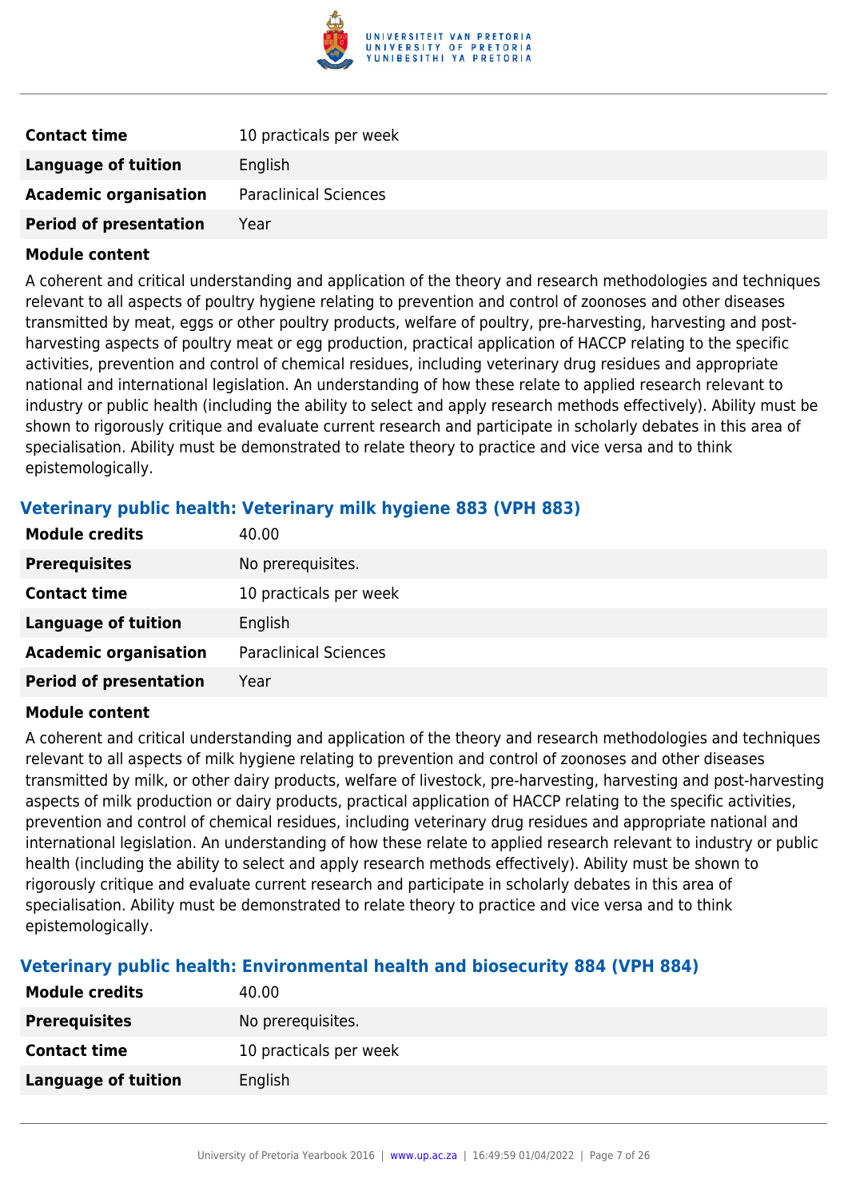| | |
|---|---|
| **Contact time** | 10 practicals per week |
| **Language of tuition** | English |
| **Academic organisation** | Paraclinical Sciences |
| **Period of presentation** | Year |

**Module content**

A coherent and critical understanding and application of the theory and research methodologies and techniques relevant to all aspects of poultry hygiene relating to prevention and control of zoonoses and other diseases transmitted by meat, eggs or other poultry products, welfare of poultry, pre-harvesting, harvesting and post-harvesting aspects of poultry meat or egg production, practical application of HACCP relating to the specific activities, prevention and control of chemical residues, including veterinary drug residues and appropriate national and international legislation. An understanding of how these relate to applied research relevant to industry or public health (including the ability to select and apply research methods effectively). Ability must be shown to rigorously critique and evaluate current research and participate in scholarly debates in this area of specialisation. Ability must be demonstrated to relate theory to practice and vice versa and to think epistemologically.

### Veterinary public health: Veterinary milk hygiene 883 (VPH 883)

| | |
|---|---|
| **Module credits** | 40.00 |
| **Prerequisites** | No prerequisites. |
| **Contact time** | 10 practicals per week |
| **Language of tuition** | English |
| **Academic organisation** | Paraclinical Sciences |
| **Period of presentation** | Year |

**Module content**

A coherent and critical understanding and application of the theory and research methodologies and techniques relevant to all aspects of milk hygiene relating to prevention and control of zoonoses and other diseases transmitted by milk, or other dairy products, welfare of livestock, pre-harvesting, harvesting and post-harvesting aspects of milk production or dairy products, practical application of HACCP relating to the specific activities, prevention and control of chemical residues, including veterinary drug residues and appropriate national and international legislation. An understanding of how these relate to applied research relevant to industry or public health (including the ability to select and apply research methods effectively). Ability must be shown to rigorously critique and evaluate current research and participate in scholarly debates in this area of specialisation. Ability must be demonstrated to relate theory to practice and vice versa and to think epistemologically.

### Veterinary public health: Environmental health and biosecurity 884 (VPH 884)

| | |
|---|---|
| **Module credits** | 40.00 |
| **Prerequisites** | No prerequisites. |
| **Contact time** | 10 practicals per week |
| **Language of tuition** | English |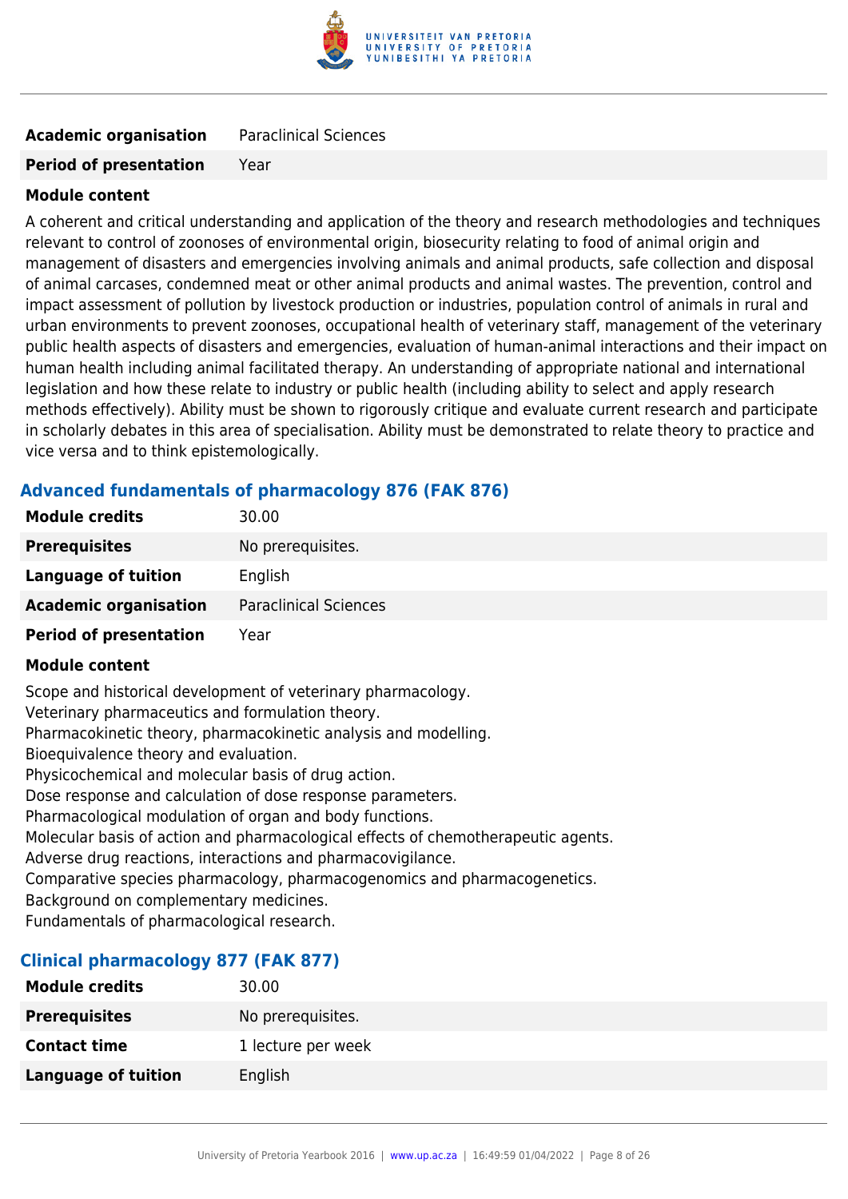| | |
|---|---|
| **Academic organisation** | Paraclinical Sciences |
| **Period of presentation** | Year |

**Module content**

A coherent and critical understanding and application of the theory and research methodologies and techniques relevant to control of zoonoses of environmental origin, biosecurity relating to food of animal origin and management of disasters and emergencies involving animals and animal products, safe collection and disposal of animal carcases, condemned meat or other animal products and animal wastes. The prevention, control and impact assessment of pollution by livestock production or industries, population control of animals in rural and urban environments to prevent zoonoses, occupational health of veterinary staff, management of the veterinary public health aspects of disasters and emergencies, evaluation of human-animal interactions and their impact on human health including animal facilitated therapy. An understanding of appropriate national and international legislation and how these relate to industry or public health (including ability to select and apply research methods effectively). Ability must be shown to rigorously critique and evaluate current research and participate in scholarly debates in this area of specialisation. Ability must be demonstrated to relate theory to practice and vice versa and to think epistemologically.

### Advanced fundamentals of pharmacology 876 (FAK 876)

| | |
|---|---|
| **Module credits** | 30.00 |
| **Prerequisites** | No prerequisites. |
| **Language of tuition** | English |
| **Academic organisation** | Paraclinical Sciences |
| **Period of presentation** | Year |

**Module content**

Scope and historical development of veterinary pharmacology.
Veterinary pharmaceutics and formulation theory.
Pharmacokinetic theory, pharmacokinetic analysis and modelling.
Bioequivalence theory and evaluation.
Physicochemical and molecular basis of drug action.
Dose response and calculation of dose response parameters.
Pharmacological modulation of organ and body functions.
Molecular basis of action and pharmacological effects of chemotherapeutic agents.
Adverse drug reactions, interactions and pharmacovigilance.
Comparative species pharmacology, pharmacogenomics and pharmacogenetics.
Background on complementary medicines.
Fundamentals of pharmacological research.

### Clinical pharmacology 877 (FAK 877)

| | |
|---|---|
| **Module credits** | 30.00 |
| **Prerequisites** | No prerequisites. |
| **Contact time** | 1 lecture per week |
| **Language of tuition** | English |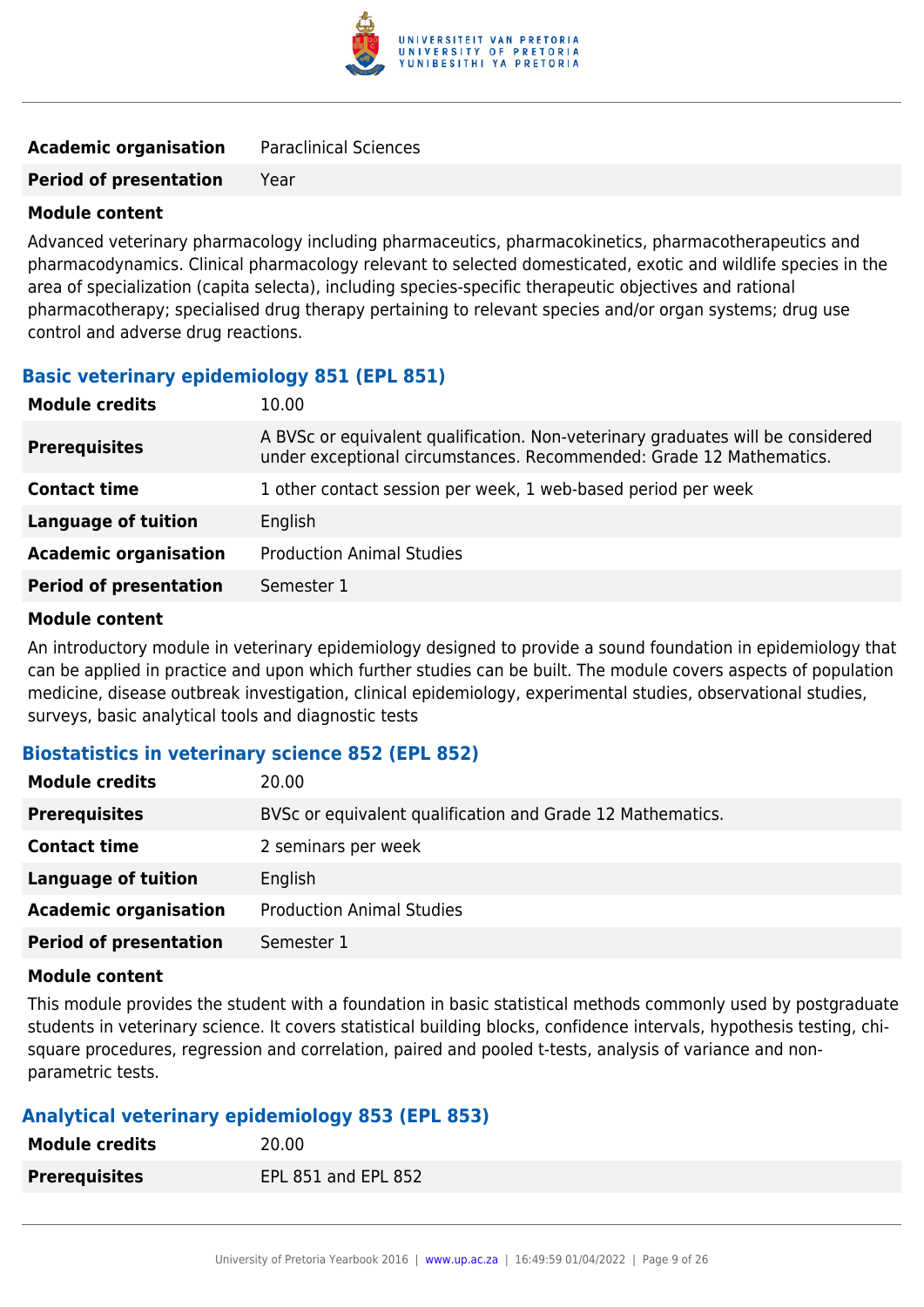| | |
|---|---|
| **Academic organisation** | Paraclinical Sciences |
| **Period of presentation** | Year |

**Module content**

Advanced veterinary pharmacology including pharmaceutics, pharmacokinetics, pharmacotherapeutics and pharmacodynamics. Clinical pharmacology relevant to selected domesticated, exotic and wildlife species in the area of specialization (capita selecta), including species-specific therapeutic objectives and rational pharmacotherapy; specialised drug therapy pertaining to relevant species and/or organ systems; drug use control and adverse drug reactions.

### Basic veterinary epidemiology 851 (EPL 851)

| | |
|---|---|
| **Module credits** | 10.00 |
| **Prerequisites** | A BVSc or equivalent qualification. Non-veterinary graduates will be considered under exceptional circumstances. Recommended: Grade 12 Mathematics. |
| **Contact time** | 1 other contact session per week, 1 web-based period per week |
| **Language of tuition** | English |
| **Academic organisation** | Production Animal Studies |
| **Period of presentation** | Semester 1 |

**Module content**

An introductory module in veterinary epidemiology designed to provide a sound foundation in epidemiology that can be applied in practice and upon which further studies can be built. The module covers aspects of population medicine, disease outbreak investigation, clinical epidemiology, experimental studies, observational studies, surveys, basic analytical tools and diagnostic tests

### Biostatistics in veterinary science 852 (EPL 852)

| | |
|---|---|
| **Module credits** | 20.00 |
| **Prerequisites** | BVSc or equivalent qualification and Grade 12 Mathematics. |
| **Contact time** | 2 seminars per week |
| **Language of tuition** | English |
| **Academic organisation** | Production Animal Studies |
| **Period of presentation** | Semester 1 |

**Module content**

This module provides the student with a foundation in basic statistical methods commonly used by postgraduate students in veterinary science. It covers statistical building blocks, confidence intervals, hypothesis testing, chi-square procedures, regression and correlation, paired and pooled t-tests, analysis of variance and non-parametric tests.

### Analytical veterinary epidemiology 853 (EPL 853)

| | |
|---|---|
| **Module credits** | 20.00 |
| **Prerequisites** | EPL 851 and EPL 852 |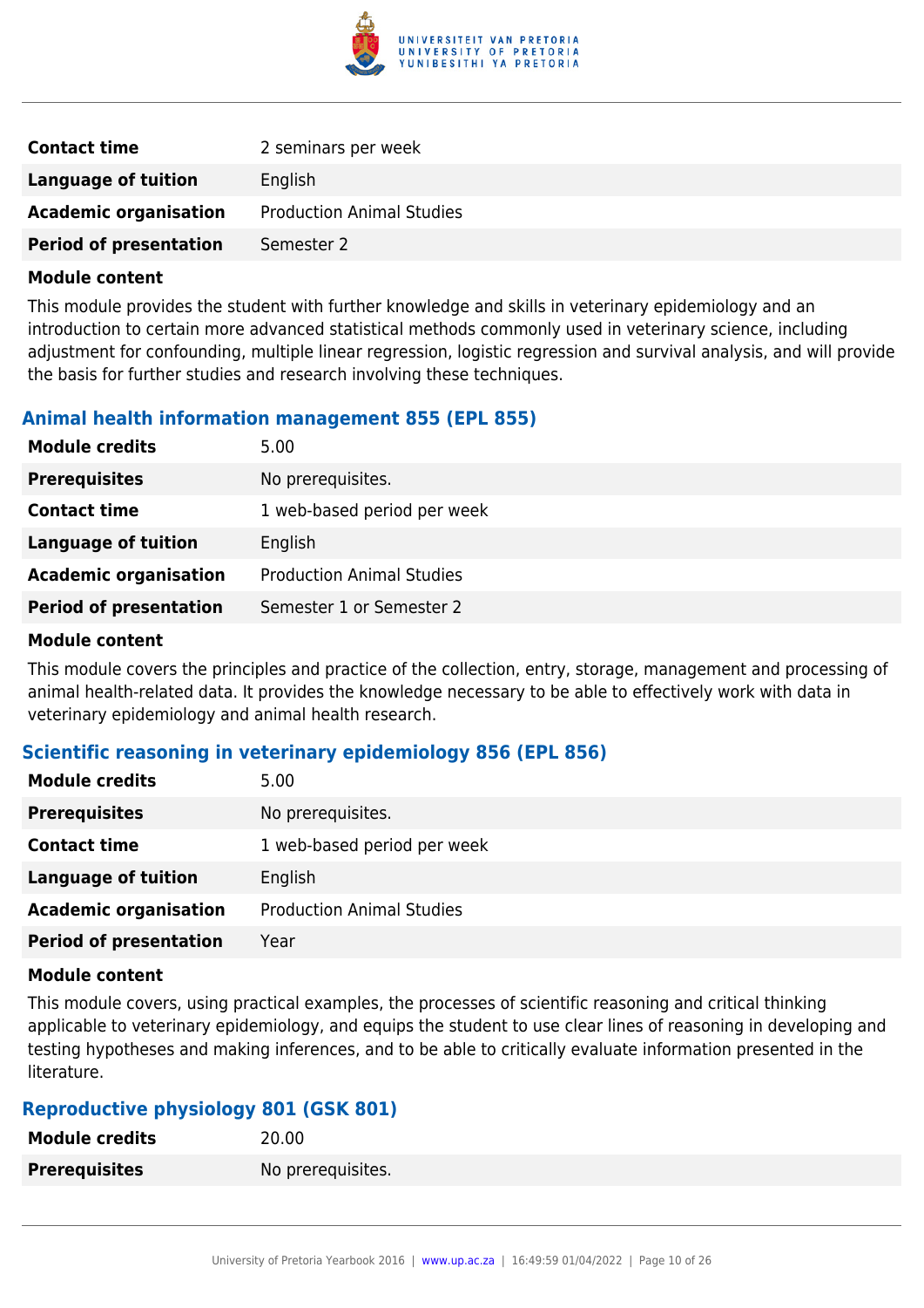| | |
|---|---|
| **Contact time** | 2 seminars per week |
| **Language of tuition** | English |
| **Academic organisation** | Production Animal Studies |
| **Period of presentation** | Semester 2 |

**Module content**

This module provides the student with further knowledge and skills in veterinary epidemiology and an introduction to certain more advanced statistical methods commonly used in veterinary science, including adjustment for confounding, multiple linear regression, logistic regression and survival analysis, and will provide the basis for further studies and research involving these techniques.

### Animal health information management 855 (EPL 855)

| | |
|---|---|
| **Module credits** | 5.00 |
| **Prerequisites** | No prerequisites. |
| **Contact time** | 1 web-based period per week |
| **Language of tuition** | English |
| **Academic organisation** | Production Animal Studies |
| **Period of presentation** | Semester 1 or Semester 2 |

**Module content**

This module covers the principles and practice of the collection, entry, storage, management and processing of animal health-related data. It provides the knowledge necessary to be able to effectively work with data in veterinary epidemiology and animal health research.

### Scientific reasoning in veterinary epidemiology 856 (EPL 856)

| | |
|---|---|
| **Module credits** | 5.00 |
| **Prerequisites** | No prerequisites. |
| **Contact time** | 1 web-based period per week |
| **Language of tuition** | English |
| **Academic organisation** | Production Animal Studies |
| **Period of presentation** | Year |

**Module content**

This module covers, using practical examples, the processes of scientific reasoning and critical thinking applicable to veterinary epidemiology, and equips the student to use clear lines of reasoning in developing and testing hypotheses and making inferences, and to be able to critically evaluate information presented in the literature.

### Reproductive physiology 801 (GSK 801)

| | |
|---|---|
| **Module credits** | 20.00 |
| **Prerequisites** | No prerequisites. |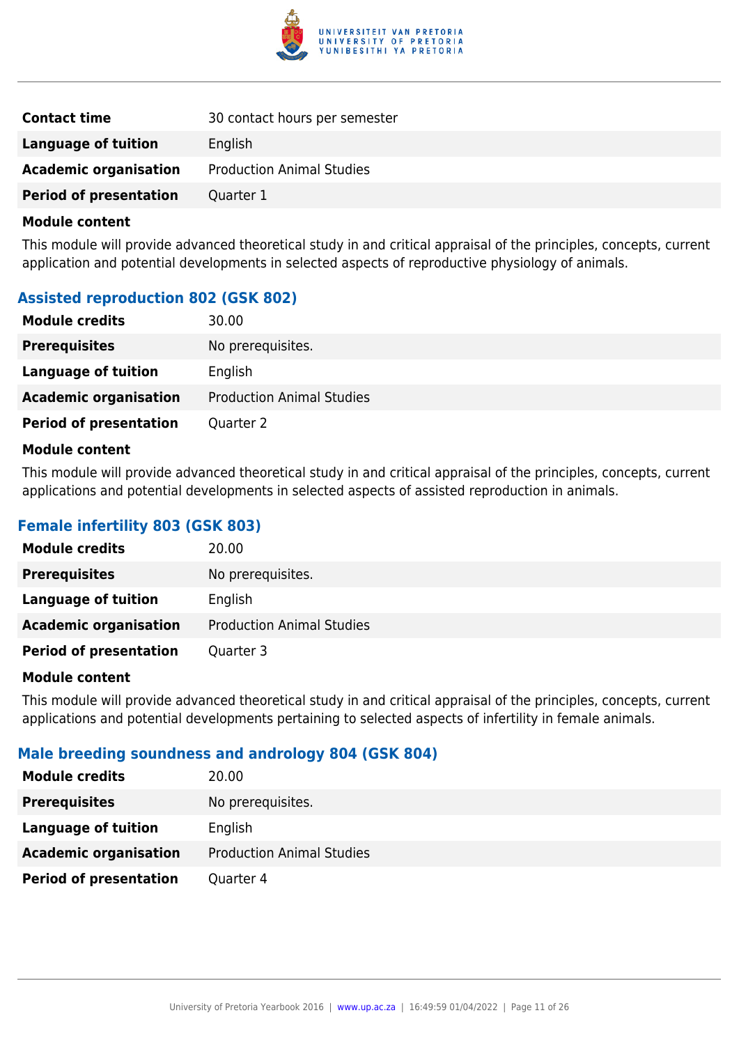| | |
|---|---|
| **Contact time** | 30 contact hours per semester |
| **Language of tuition** | English |
| **Academic organisation** | Production Animal Studies |
| **Period of presentation** | Quarter 1 |

**Module content**

This module will provide advanced theoretical study in and critical appraisal of the principles, concepts, current application and potential developments in selected aspects of reproductive physiology of animals.

### Assisted reproduction 802 (GSK 802)

| | |
|---|---|
| **Module credits** | 30.00 |
| **Prerequisites** | No prerequisites. |
| **Language of tuition** | English |
| **Academic organisation** | Production Animal Studies |
| **Period of presentation** | Quarter 2 |

**Module content**

This module will provide advanced theoretical study in and critical appraisal of the principles, concepts, current applications and potential developments in selected aspects of assisted reproduction in animals.

### Female infertility 803 (GSK 803)

| | |
|---|---|
| **Module credits** | 20.00 |
| **Prerequisites** | No prerequisites. |
| **Language of tuition** | English |
| **Academic organisation** | Production Animal Studies |
| **Period of presentation** | Quarter 3 |

**Module content**

This module will provide advanced theoretical study in and critical appraisal of the principles, concepts, current applications and potential developments pertaining to selected aspects of infertility in female animals.

### Male breeding soundness and andrology 804 (GSK 804)

| | |
|---|---|
| **Module credits** | 20.00 |
| **Prerequisites** | No prerequisites. |
| **Language of tuition** | English |
| **Academic organisation** | Production Animal Studies |
| **Period of presentation** | Quarter 4 |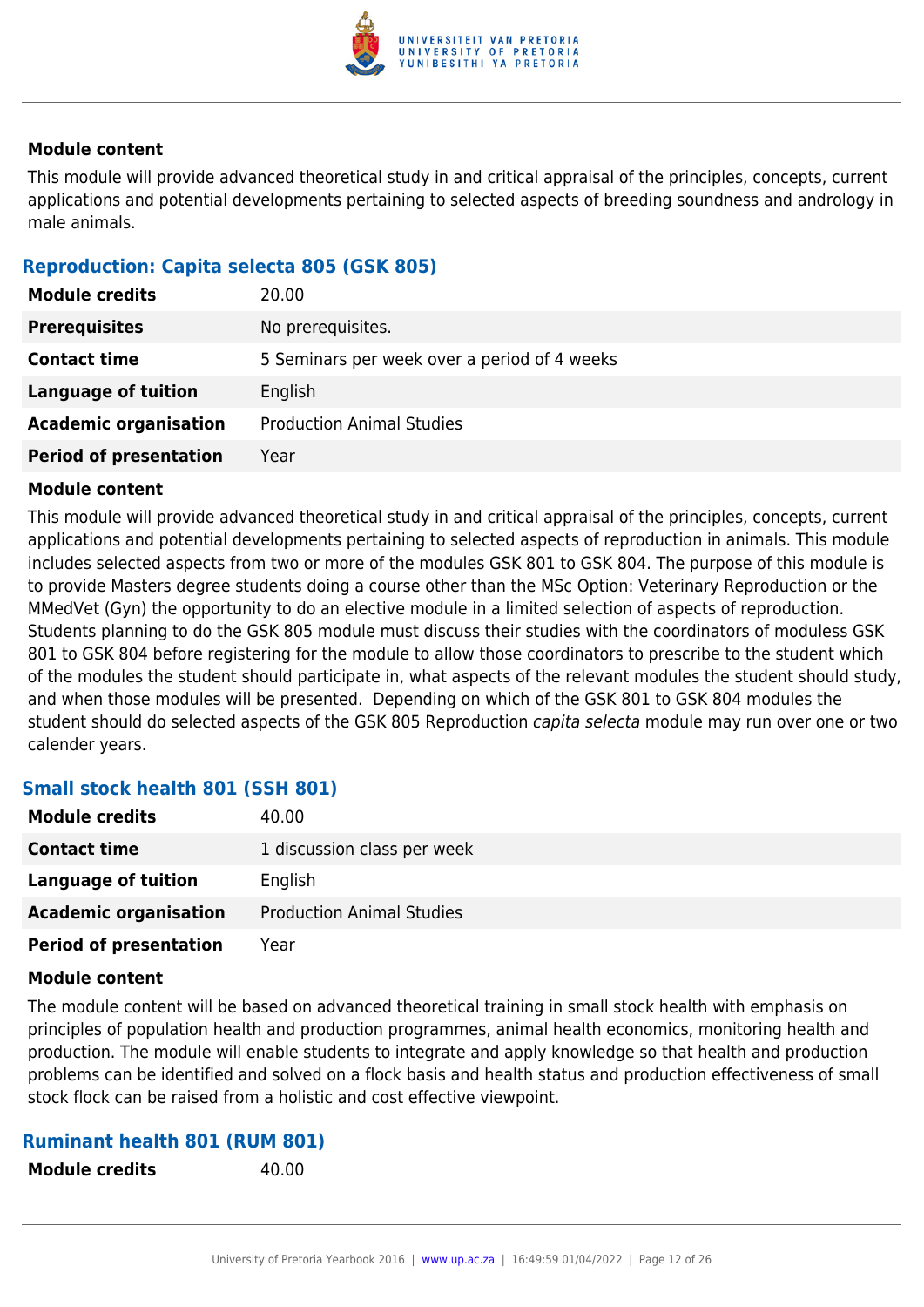#### Module content

This module will provide advanced theoretical study in and critical appraisal of the principles, concepts, current applications and potential developments pertaining to selected aspects of breeding soundness and andrology in male animals.

### Reproduction: Capita selecta 805 (GSK 805)

| | |
|---|---|
| **Module credits** | 20.00 |
| **Prerequisites** | No prerequisites. |
| **Contact time** | 5 Seminars per week over a period of 4 weeks |
| **Language of tuition** | English |
| **Academic organisation** | Production Animal Studies |
| **Period of presentation** | Year |

#### Module content

This module will provide advanced theoretical study in and critical appraisal of the principles, concepts, current applications and potential developments pertaining to selected aspects of reproduction in animals. This module includes selected aspects from two or more of the modules GSK 801 to GSK 804. The purpose of this module is to provide Masters degree students doing a course other than the MSc Option: Veterinary Reproduction or the MMedVet (Gyn) the opportunity to do an elective module in a limited selection of aspects of reproduction. Students planning to do the GSK 805 module must discuss their studies with the coordinators of moduless GSK 801 to GSK 804 before registering for the module to allow those coordinators to prescribe to the student which of the modules the student should participate in, what aspects of the relevant modules the student should study, and when those modules will be presented. Depending on which of the GSK 801 to GSK 804 modules the student should do selected aspects of the GSK 805 Reproduction *capita selecta* module may run over one or two calender years.

### Small stock health 801 (SSH 801)

| | |
|---|---|
| **Module credits** | 40.00 |
| **Contact time** | 1 discussion class per week |
| **Language of tuition** | English |
| **Academic organisation** | Production Animal Studies |
| **Period of presentation** | Year |

#### Module content

The module content will be based on advanced theoretical training in small stock health with emphasis on principles of population health and production programmes, animal health economics, monitoring health and production. The module will enable students to integrate and apply knowledge so that health and production problems can be identified and solved on a flock basis and health status and production effectiveness of small stock flock can be raised from a holistic and cost effective viewpoint.

### Ruminant health 801 (RUM 801)

| | |
|---|---|
| **Module credits** | 40.00 |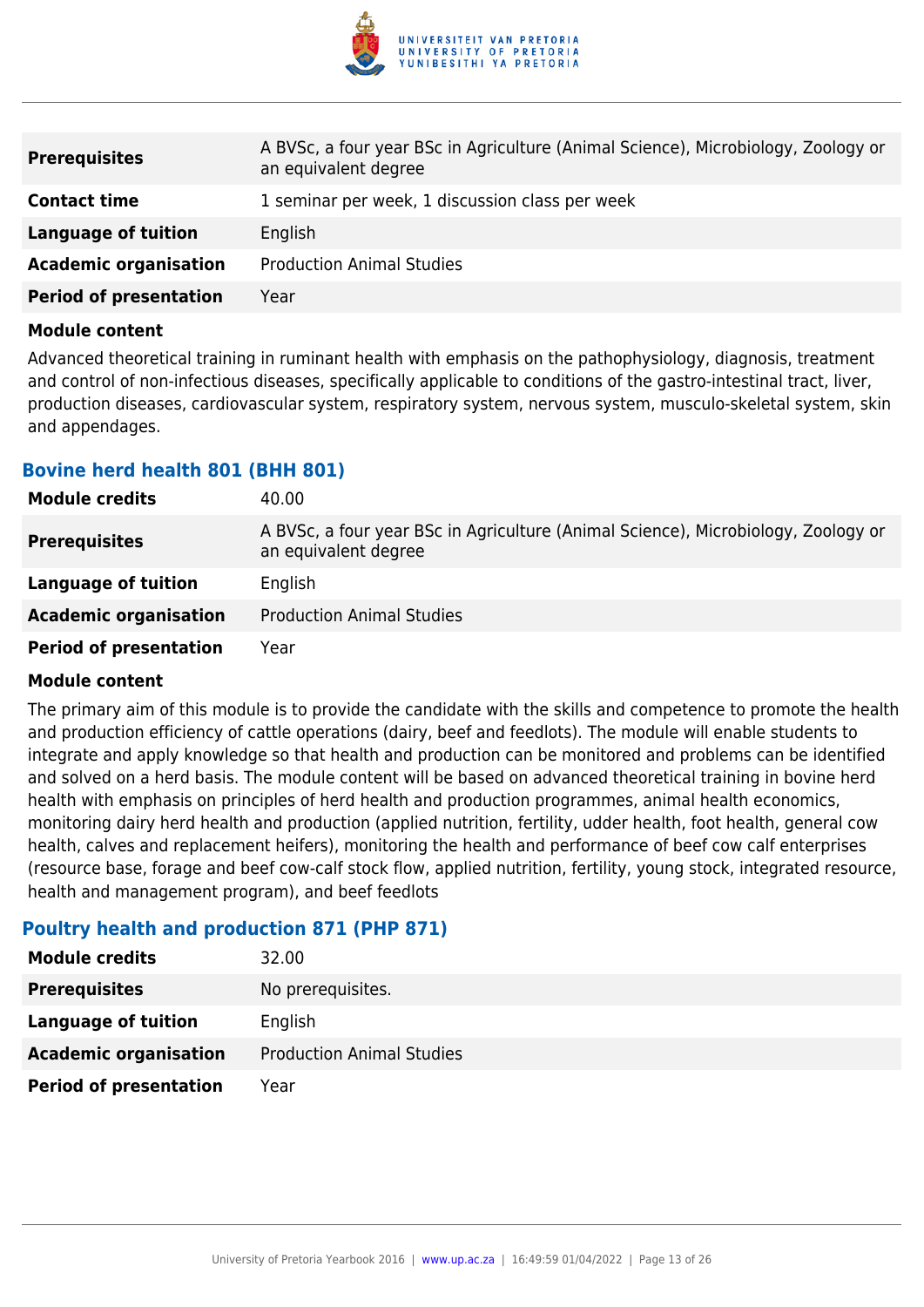| | |
|---|---|
| **Prerequisites** | A BVSc, a four year BSc in Agriculture (Animal Science), Microbiology, Zoology or an equivalent degree |
| **Contact time** | 1 seminar per week, 1 discussion class per week |
| **Language of tuition** | English |
| **Academic organisation** | Production Animal Studies |
| **Period of presentation** | Year |

**Module content**

Advanced theoretical training in ruminant health with emphasis on the pathophysiology, diagnosis, treatment and control of non-infectious diseases, specifically applicable to conditions of the gastro-intestinal tract, liver, production diseases, cardiovascular system, respiratory system, nervous system, musculo-skeletal system, skin and appendages.

### Bovine herd health 801 (BHH 801)

| | |
|---|---|
| **Module credits** | 40.00 |
| **Prerequisites** | A BVSc, a four year BSc in Agriculture (Animal Science), Microbiology, Zoology or an equivalent degree |
| **Language of tuition** | English |
| **Academic organisation** | Production Animal Studies |
| **Period of presentation** | Year |

**Module content**

The primary aim of this module is to provide the candidate with the skills and competence to promote the health and production efficiency of cattle operations (dairy, beef and feedlots). The module will enable students to integrate and apply knowledge so that health and production can be monitored and problems can be identified and solved on a herd basis. The module content will be based on advanced theoretical training in bovine herd health with emphasis on principles of herd health and production programmes, animal health economics, monitoring dairy herd health and production (applied nutrition, fertility, udder health, foot health, general cow health, calves and replacement heifers), monitoring the health and performance of beef cow calf enterprises (resource base, forage and beef cow-calf stock flow, applied nutrition, fertility, young stock, integrated resource, health and management program), and beef feedlots

### Poultry health and production 871 (PHP 871)

| | |
|---|---|
| **Module credits** | 32.00 |
| **Prerequisites** | No prerequisites. |
| **Language of tuition** | English |
| **Academic organisation** | Production Animal Studies |
| **Period of presentation** | Year |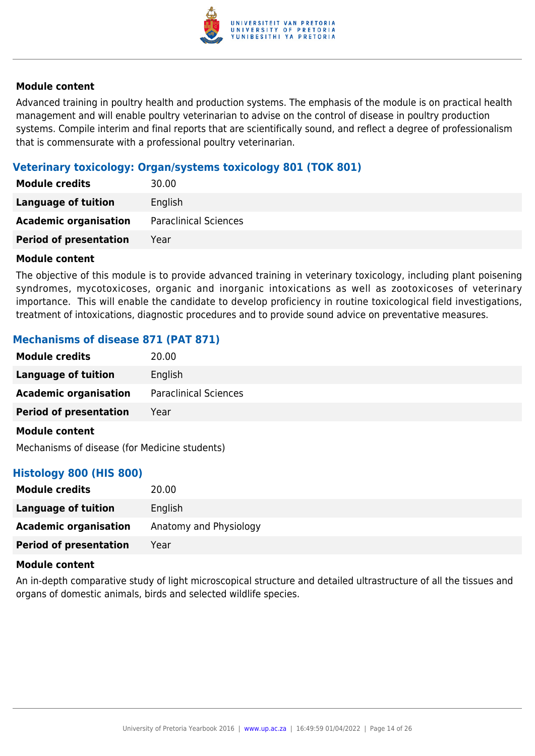#### Module content

Advanced training in poultry health and production systems. The emphasis of the module is on practical health management and will enable poultry veterinarian to advise on the control of disease in poultry production systems. Compile interim and final reports that are scientifically sound, and reflect a degree of professionalism that is commensurate with a professional poultry veterinarian.

### Veterinary toxicology: Organ/systems toxicology 801 (TOK 801)

| | |
|---|---|
| **Module credits** | 30.00 |
| **Language of tuition** | English |
| **Academic organisation** | Paraclinical Sciences |
| **Period of presentation** | Year |

#### Module content

The objective of this module is to provide advanced training in veterinary toxicology, including plant poisening syndromes, mycotoxicoses, organic and inorganic intoxications as well as zootoxicoses of veterinary importance. This will enable the candidate to develop proficiency in routine toxicological field investigations, treatment of intoxications, diagnostic procedures and to provide sound advice on preventative measures.

### Mechanisms of disease 871 (PAT 871)

| | |
|---|---|
| **Module credits** | 20.00 |
| **Language of tuition** | English |
| **Academic organisation** | Paraclinical Sciences |
| **Period of presentation** | Year |

#### Module content

Mechanisms of disease (for Medicine students)

### Histology 800 (HIS 800)

| | |
|---|---|
| **Module credits** | 20.00 |
| **Language of tuition** | English |
| **Academic organisation** | Anatomy and Physiology |
| **Period of presentation** | Year |

#### Module content

An in-depth comparative study of light microscopical structure and detailed ultrastructure of all the tissues and organs of domestic animals, birds and selected wildlife species.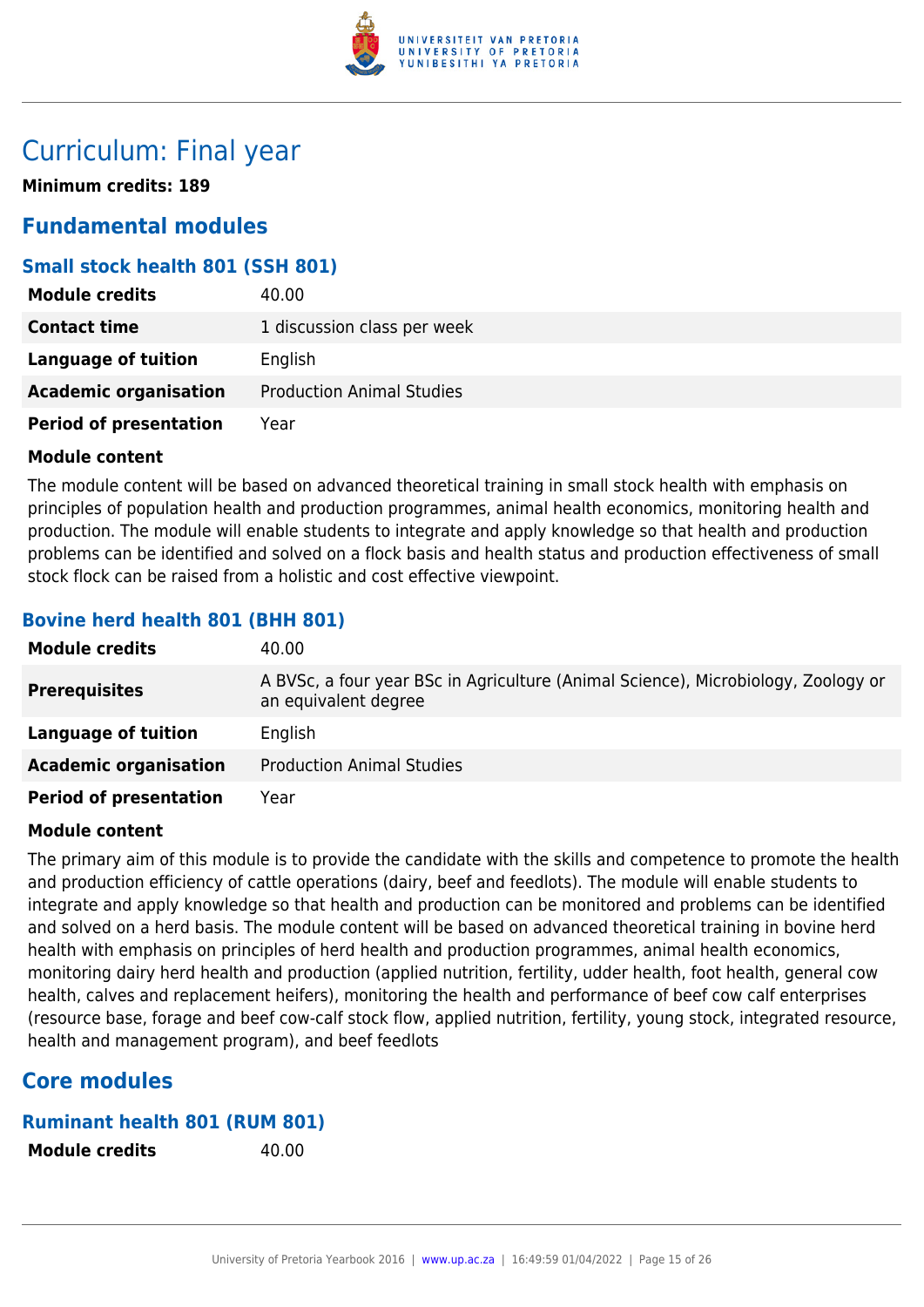# Curriculum: Final year

**Minimum credits: 189**

## Fundamental modules

### Small stock health 801 (SSH 801)

| | |
|---|---|
| **Module credits** | 40.00 |
| **Contact time** | 1 discussion class per week |
| **Language of tuition** | English |
| **Academic organisation** | Production Animal Studies |
| **Period of presentation** | Year |

**Module content**

The module content will be based on advanced theoretical training in small stock health with emphasis on principles of population health and production programmes, animal health economics, monitoring health and production. The module will enable students to integrate and apply knowledge so that health and production problems can be identified and solved on a flock basis and health status and production effectiveness of small stock flock can be raised from a holistic and cost effective viewpoint.

### Bovine herd health 801 (BHH 801)

| | |
|---|---|
| **Module credits** | 40.00 |
| **Prerequisites** | A BVSc, a four year BSc in Agriculture (Animal Science), Microbiology, Zoology or an equivalent degree |
| **Language of tuition** | English |
| **Academic organisation** | Production Animal Studies |
| **Period of presentation** | Year |

**Module content**

The primary aim of this module is to provide the candidate with the skills and competence to promote the health and production efficiency of cattle operations (dairy, beef and feedlots). The module will enable students to integrate and apply knowledge so that health and production can be monitored and problems can be identified and solved on a herd basis. The module content will be based on advanced theoretical training in bovine herd health with emphasis on principles of herd health and production programmes, animal health economics, monitoring dairy herd health and production (applied nutrition, fertility, udder health, foot health, general cow health, calves and replacement heifers), monitoring the health and performance of beef cow calf enterprises (resource base, forage and beef cow-calf stock flow, applied nutrition, fertility, young stock, integrated resource, health and management program), and beef feedlots

## Core modules

### Ruminant health 801 (RUM 801)

| | |
|---|---|
| **Module credits** | 40.00 |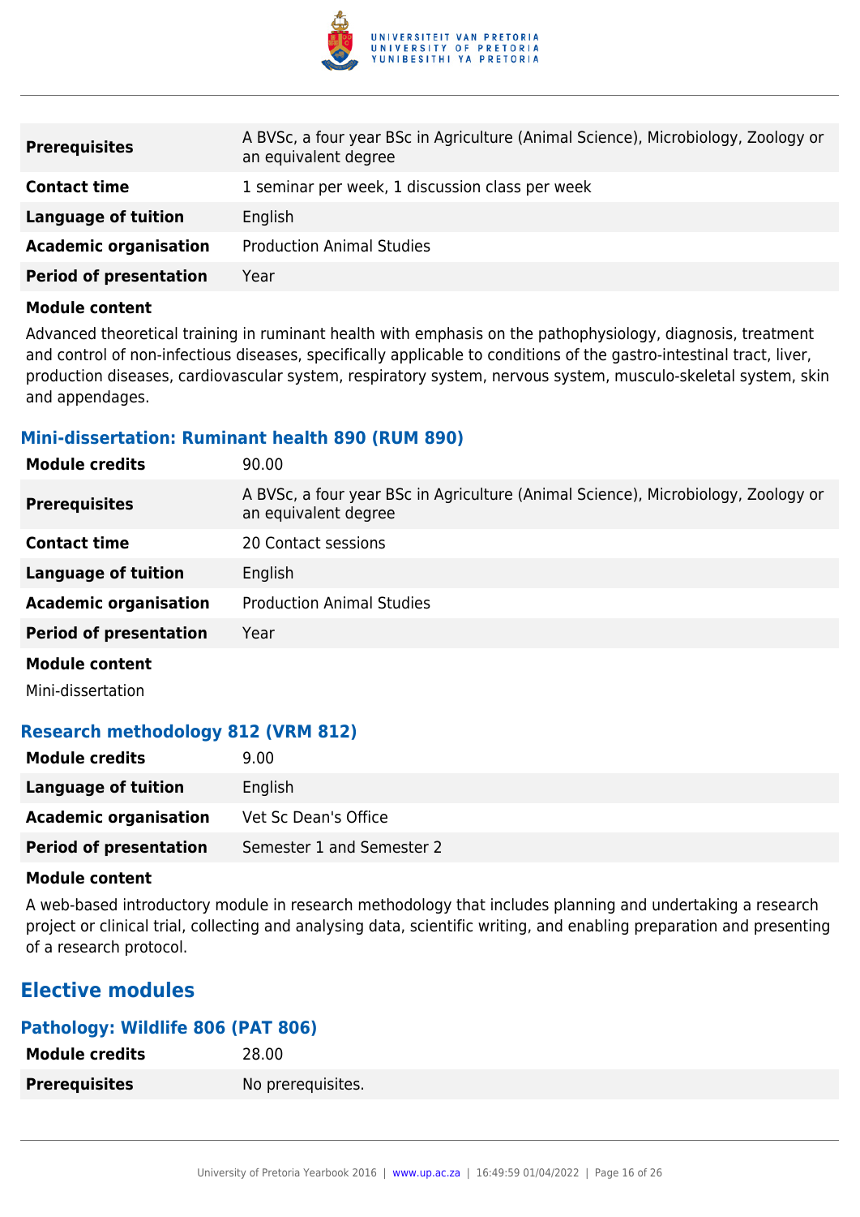| | |
|---|---|
| **Prerequisites** | A BVSc, a four year BSc in Agriculture (Animal Science), Microbiology, Zoology or an equivalent degree |
| **Contact time** | 1 seminar per week, 1 discussion class per week |
| **Language of tuition** | English |
| **Academic organisation** | Production Animal Studies |
| **Period of presentation** | Year |

**Module content**

Advanced theoretical training in ruminant health with emphasis on the pathophysiology, diagnosis, treatment and control of non-infectious diseases, specifically applicable to conditions of the gastro-intestinal tract, liver, production diseases, cardiovascular system, respiratory system, nervous system, musculo-skeletal system, skin and appendages.

### Mini-dissertation: Ruminant health 890 (RUM 890)

| | |
|---|---|
| **Module credits** | 90.00 |
| **Prerequisites** | A BVSc, a four year BSc in Agriculture (Animal Science), Microbiology, Zoology or an equivalent degree |
| **Contact time** | 20 Contact sessions |
| **Language of tuition** | English |
| **Academic organisation** | Production Animal Studies |
| **Period of presentation** | Year |

**Module content**

Mini-dissertation

### Research methodology 812 (VRM 812)

| | |
|---|---|
| **Module credits** | 9.00 |
| **Language of tuition** | English |
| **Academic organisation** | Vet Sc Dean's Office |
| **Period of presentation** | Semester 1 and Semester 2 |

**Module content**

A web-based introductory module in research methodology that includes planning and undertaking a research project or clinical trial, collecting and analysing data, scientific writing, and enabling preparation and presenting of a research protocol.

## Elective modules

### Pathology: Wildlife 806 (PAT 806)

| | |
|---|---|
| **Module credits** | 28.00 |
| **Prerequisites** | No prerequisites. |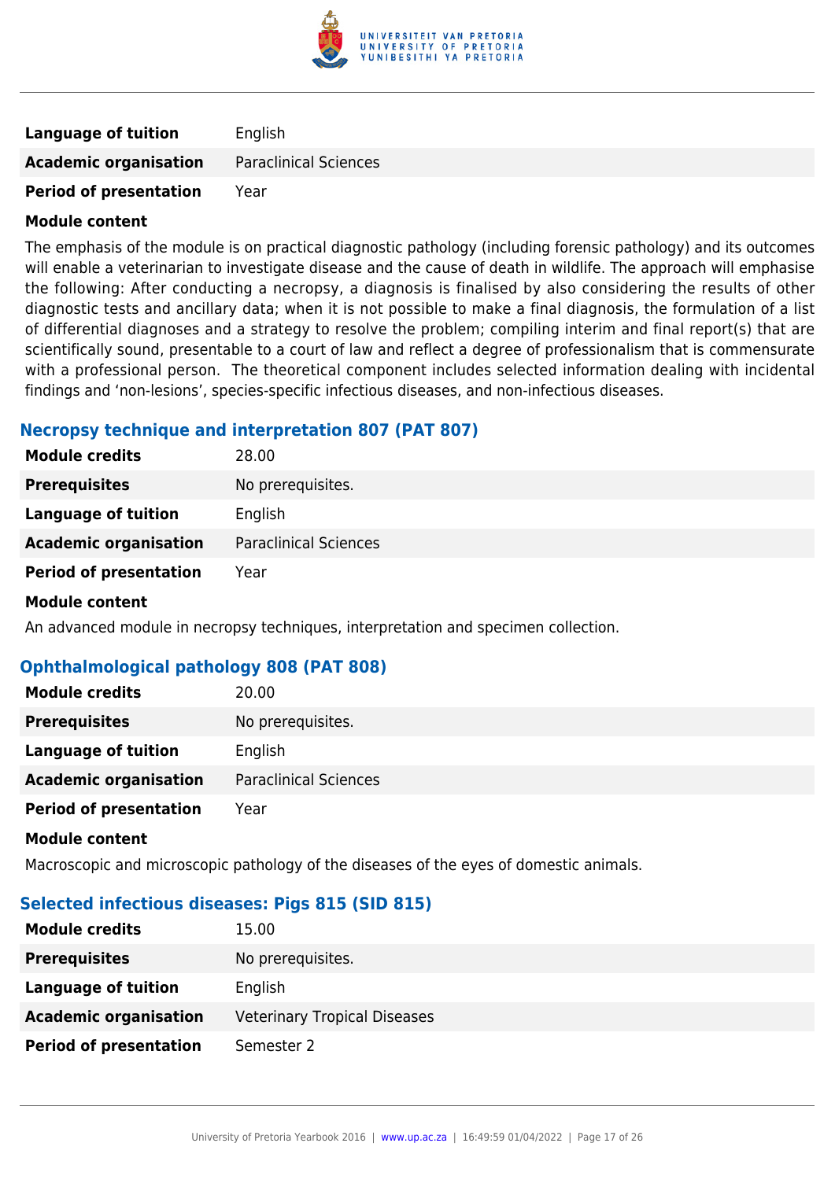| | |
|---|---|
| **Language of tuition** | English |
| **Academic organisation** | Paraclinical Sciences |
| **Period of presentation** | Year |

**Module content**

The emphasis of the module is on practical diagnostic pathology (including forensic pathology) and its outcomes will enable a veterinarian to investigate disease and the cause of death in wildlife. The approach will emphasise the following: After conducting a necropsy, a diagnosis is finalised by also considering the results of other diagnostic tests and ancillary data; when it is not possible to make a final diagnosis, the formulation of a list of differential diagnoses and a strategy to resolve the problem; compiling interim and final report(s) that are scientifically sound, presentable to a court of law and reflect a degree of professionalism that is commensurate with a professional person. The theoretical component includes selected information dealing with incidental findings and 'non-lesions', species-specific infectious diseases, and non-infectious diseases.

### Necropsy technique and interpretation 807 (PAT 807)

| | |
|---|---|
| **Module credits** | 28.00 |
| **Prerequisites** | No prerequisites. |
| **Language of tuition** | English |
| **Academic organisation** | Paraclinical Sciences |
| **Period of presentation** | Year |

**Module content**

An advanced module in necropsy techniques, interpretation and specimen collection.

### Ophthalmological pathology 808 (PAT 808)

| | |
|---|---|
| **Module credits** | 20.00 |
| **Prerequisites** | No prerequisites. |
| **Language of tuition** | English |
| **Academic organisation** | Paraclinical Sciences |
| **Period of presentation** | Year |

**Module content**

Macroscopic and microscopic pathology of the diseases of the eyes of domestic animals.

### Selected infectious diseases: Pigs 815 (SID 815)

| | |
|---|---|
| **Module credits** | 15.00 |
| **Prerequisites** | No prerequisites. |
| **Language of tuition** | English |
| **Academic organisation** | Veterinary Tropical Diseases |
| **Period of presentation** | Semester 2 |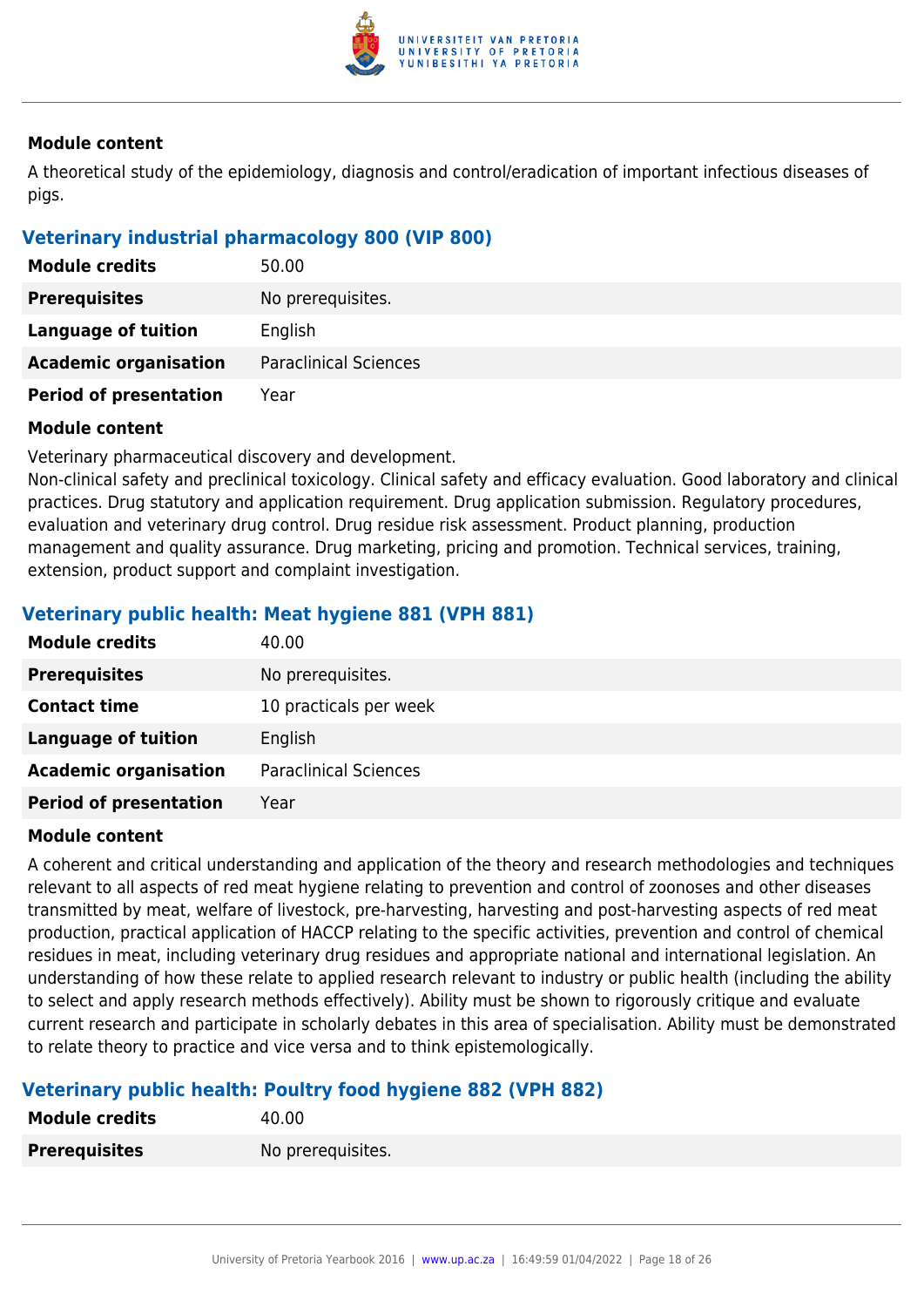#### Module content

A theoretical study of the epidemiology, diagnosis and control/eradication of important infectious diseases of pigs.

### Veterinary industrial pharmacology 800 (VIP 800)

| | |
|---|---|
| **Module credits** | 50.00 |
| **Prerequisites** | No prerequisites. |
| **Language of tuition** | English |
| **Academic organisation** | Paraclinical Sciences |
| **Period of presentation** | Year |

#### Module content

Veterinary pharmaceutical discovery and development.
Non-clinical safety and preclinical toxicology. Clinical safety and efficacy evaluation. Good laboratory and clinical practices. Drug statutory and application requirement. Drug application submission. Regulatory procedures, evaluation and veterinary drug control. Drug residue risk assessment. Product planning, production management and quality assurance. Drug marketing, pricing and promotion. Technical services, training, extension, product support and complaint investigation.

### Veterinary public health: Meat hygiene 881 (VPH 881)

| | |
|---|---|
| **Module credits** | 40.00 |
| **Prerequisites** | No prerequisites. |
| **Contact time** | 10 practicals per week |
| **Language of tuition** | English |
| **Academic organisation** | Paraclinical Sciences |
| **Period of presentation** | Year |

#### Module content

A coherent and critical understanding and application of the theory and research methodologies and techniques relevant to all aspects of red meat hygiene relating to prevention and control of zoonoses and other diseases transmitted by meat, welfare of livestock, pre-harvesting, harvesting and post-harvesting aspects of red meat production, practical application of HACCP relating to the specific activities, prevention and control of chemical residues in meat, including veterinary drug residues and appropriate national and international legislation. An understanding of how these relate to applied research relevant to industry or public health (including the ability to select and apply research methods effectively). Ability must be shown to rigorously critique and evaluate current research and participate in scholarly debates in this area of specialisation. Ability must be demonstrated to relate theory to practice and vice versa and to think epistemologically.

### Veterinary public health: Poultry food hygiene 882 (VPH 882)

| | |
|---|---|
| **Module credits** | 40.00 |
| **Prerequisites** | No prerequisites. |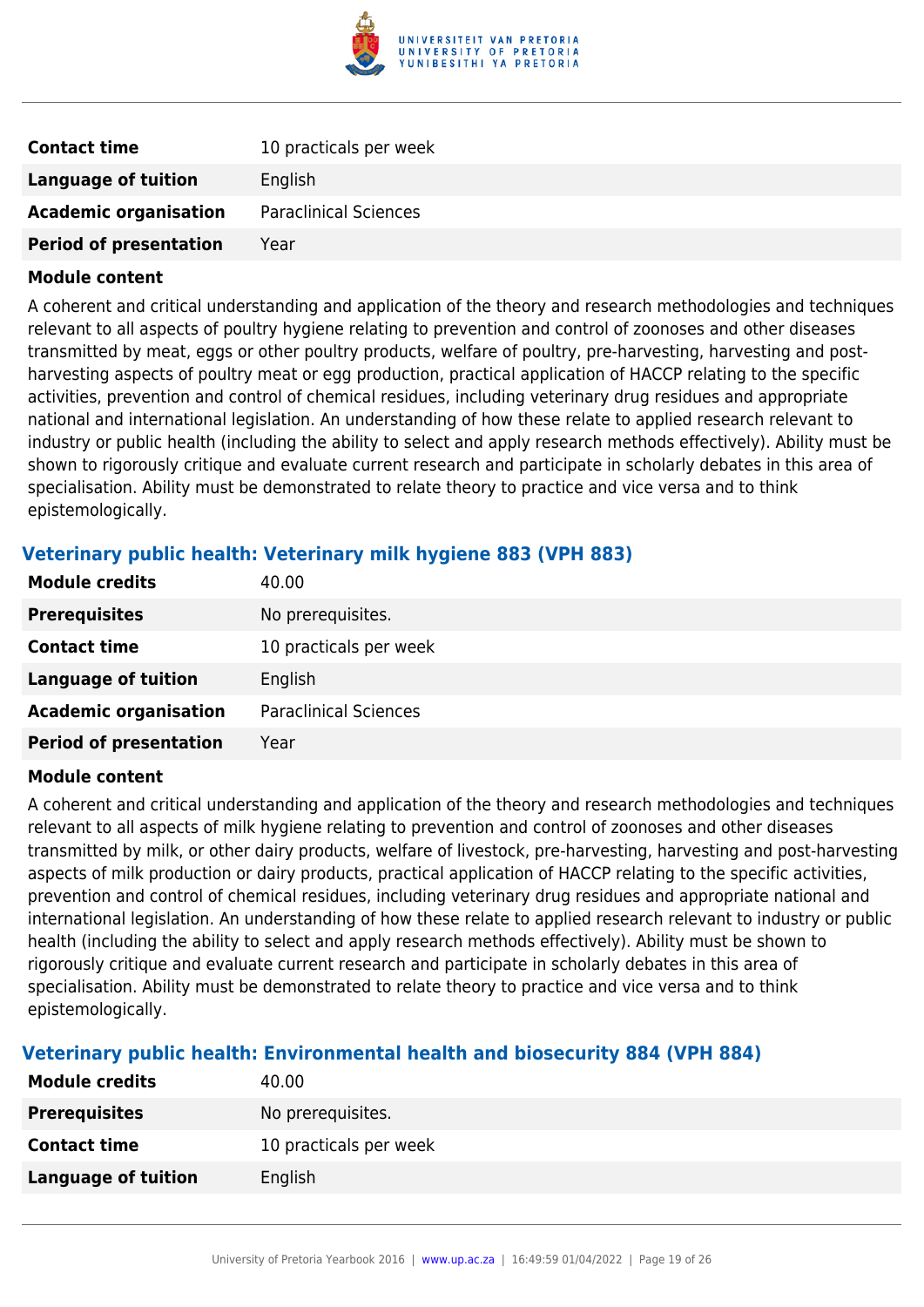| | |
|---|---|
| **Contact time** | 10 practicals per week |
| **Language of tuition** | English |
| **Academic organisation** | Paraclinical Sciences |
| **Period of presentation** | Year |

**Module content**

A coherent and critical understanding and application of the theory and research methodologies and techniques relevant to all aspects of poultry hygiene relating to prevention and control of zoonoses and other diseases transmitted by meat, eggs or other poultry products, welfare of poultry, pre-harvesting, harvesting and post-harvesting aspects of poultry meat or egg production, practical application of HACCP relating to the specific activities, prevention and control of chemical residues, including veterinary drug residues and appropriate national and international legislation. An understanding of how these relate to applied research relevant to industry or public health (including the ability to select and apply research methods effectively). Ability must be shown to rigorously critique and evaluate current research and participate in scholarly debates in this area of specialisation. Ability must be demonstrated to relate theory to practice and vice versa and to think epistemologically.

### Veterinary public health: Veterinary milk hygiene 883 (VPH 883)

| | |
|---|---|
| **Module credits** | 40.00 |
| **Prerequisites** | No prerequisites. |
| **Contact time** | 10 practicals per week |
| **Language of tuition** | English |
| **Academic organisation** | Paraclinical Sciences |
| **Period of presentation** | Year |

**Module content**

A coherent and critical understanding and application of the theory and research methodologies and techniques relevant to all aspects of milk hygiene relating to prevention and control of zoonoses and other diseases transmitted by milk, or other dairy products, welfare of livestock, pre-harvesting, harvesting and post-harvesting aspects of milk production or dairy products, practical application of HACCP relating to the specific activities, prevention and control of chemical residues, including veterinary drug residues and appropriate national and international legislation. An understanding of how these relate to applied research relevant to industry or public health (including the ability to select and apply research methods effectively). Ability must be shown to rigorously critique and evaluate current research and participate in scholarly debates in this area of specialisation. Ability must be demonstrated to relate theory to practice and vice versa and to think epistemologically.

### Veterinary public health: Environmental health and biosecurity 884 (VPH 884)

| | |
|---|---|
| **Module credits** | 40.00 |
| **Prerequisites** | No prerequisites. |
| **Contact time** | 10 practicals per week |
| **Language of tuition** | English |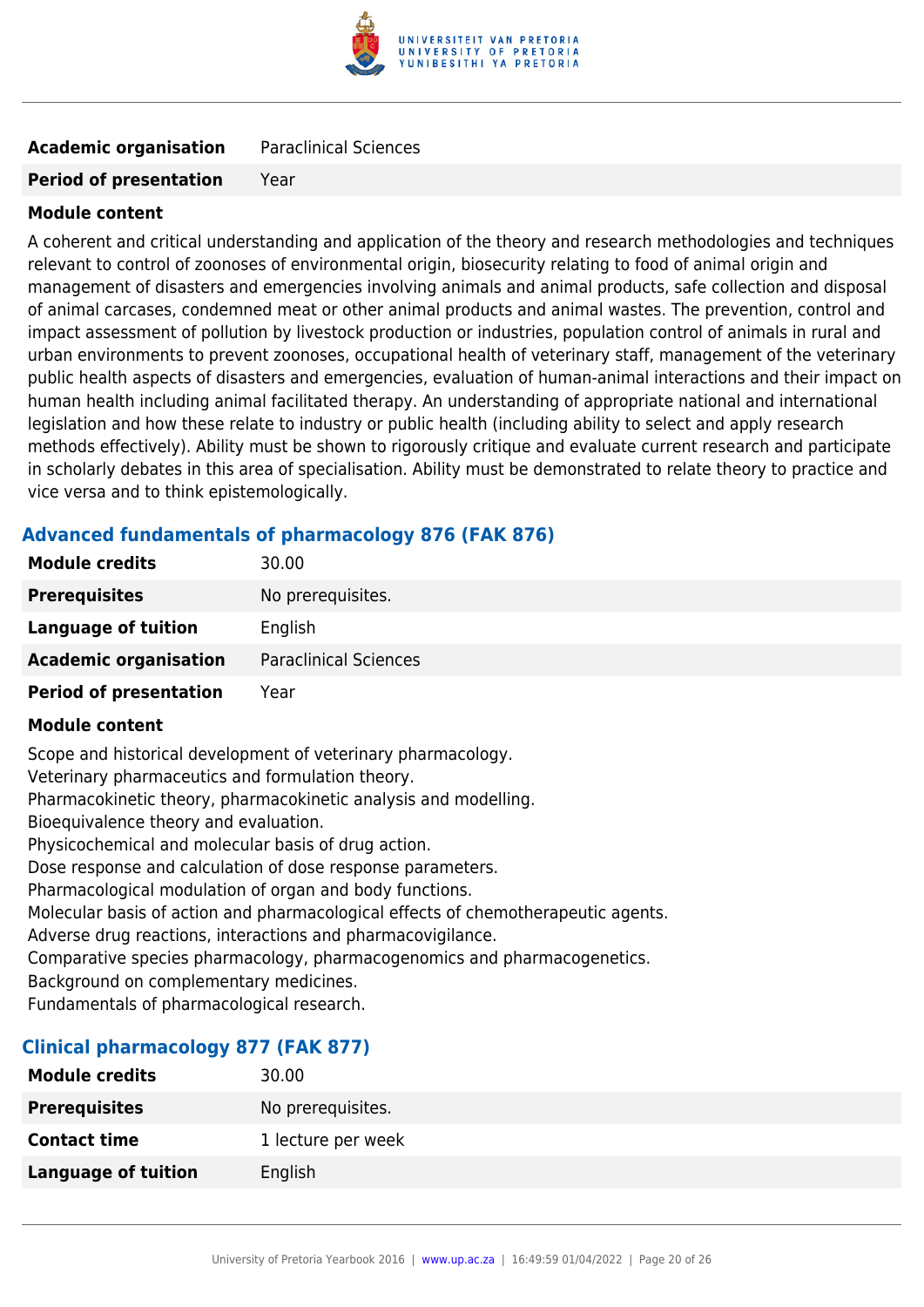| | |
|---|---|
| **Academic organisation** | Paraclinical Sciences |
| **Period of presentation** | Year |

**Module content**

A coherent and critical understanding and application of the theory and research methodologies and techniques relevant to control of zoonoses of environmental origin, biosecurity relating to food of animal origin and management of disasters and emergencies involving animals and animal products, safe collection and disposal of animal carcases, condemned meat or other animal products and animal wastes. The prevention, control and impact assessment of pollution by livestock production or industries, population control of animals in rural and urban environments to prevent zoonoses, occupational health of veterinary staff, management of the veterinary public health aspects of disasters and emergencies, evaluation of human-animal interactions and their impact on human health including animal facilitated therapy. An understanding of appropriate national and international legislation and how these relate to industry or public health (including ability to select and apply research methods effectively). Ability must be shown to rigorously critique and evaluate current research and participate in scholarly debates in this area of specialisation. Ability must be demonstrated to relate theory to practice and vice versa and to think epistemologically.

### Advanced fundamentals of pharmacology 876 (FAK 876)

| | |
|---|---|
| **Module credits** | 30.00 |
| **Prerequisites** | No prerequisites. |
| **Language of tuition** | English |
| **Academic organisation** | Paraclinical Sciences |
| **Period of presentation** | Year |

**Module content**

Scope and historical development of veterinary pharmacology.
Veterinary pharmaceutics and formulation theory.
Pharmacokinetic theory, pharmacokinetic analysis and modelling.
Bioequivalence theory and evaluation.
Physicochemical and molecular basis of drug action.
Dose response and calculation of dose response parameters.
Pharmacological modulation of organ and body functions.
Molecular basis of action and pharmacological effects of chemotherapeutic agents.
Adverse drug reactions, interactions and pharmacovigilance.
Comparative species pharmacology, pharmacogenomics and pharmacogenetics.
Background on complementary medicines.
Fundamentals of pharmacological research.

### Clinical pharmacology 877 (FAK 877)

| | |
|---|---|
| **Module credits** | 30.00 |
| **Prerequisites** | No prerequisites. |
| **Contact time** | 1 lecture per week |
| **Language of tuition** | English |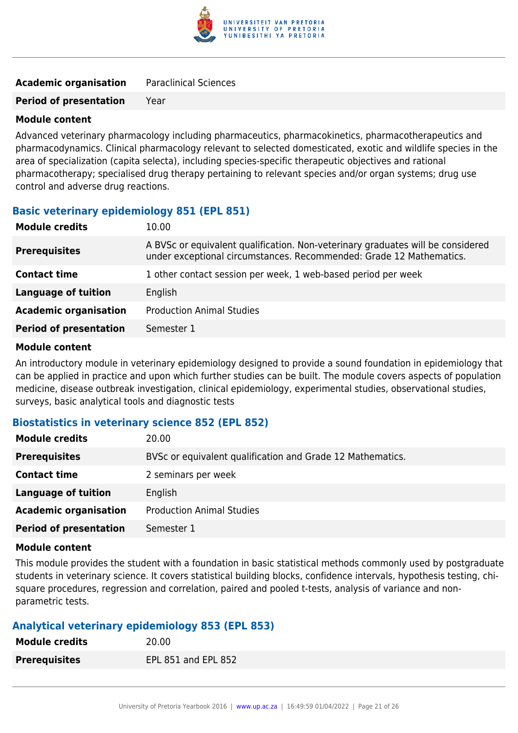| | |
|---|---|
| **Academic organisation** | Paraclinical Sciences |
| **Period of presentation** | Year |

**Module content**

Advanced veterinary pharmacology including pharmaceutics, pharmacokinetics, pharmacotherapeutics and pharmacodynamics. Clinical pharmacology relevant to selected domesticated, exotic and wildlife species in the area of specialization (capita selecta), including species-specific therapeutic objectives and rational pharmacotherapy; specialised drug therapy pertaining to relevant species and/or organ systems; drug use control and adverse drug reactions.

### Basic veterinary epidemiology 851 (EPL 851)

| | |
|---|---|
| **Module credits** | 10.00 |
| **Prerequisites** | A BVSc or equivalent qualification. Non-veterinary graduates will be considered under exceptional circumstances. Recommended: Grade 12 Mathematics. |
| **Contact time** | 1 other contact session per week, 1 web-based period per week |
| **Language of tuition** | English |
| **Academic organisation** | Production Animal Studies |
| **Period of presentation** | Semester 1 |

**Module content**

An introductory module in veterinary epidemiology designed to provide a sound foundation in epidemiology that can be applied in practice and upon which further studies can be built. The module covers aspects of population medicine, disease outbreak investigation, clinical epidemiology, experimental studies, observational studies, surveys, basic analytical tools and diagnostic tests

### Biostatistics in veterinary science 852 (EPL 852)

| | |
|---|---|
| **Module credits** | 20.00 |
| **Prerequisites** | BVSc or equivalent qualification and Grade 12 Mathematics. |
| **Contact time** | 2 seminars per week |
| **Language of tuition** | English |
| **Academic organisation** | Production Animal Studies |
| **Period of presentation** | Semester 1 |

**Module content**

This module provides the student with a foundation in basic statistical methods commonly used by postgraduate students in veterinary science. It covers statistical building blocks, confidence intervals, hypothesis testing, chi-square procedures, regression and correlation, paired and pooled t-tests, analysis of variance and non-parametric tests.

### Analytical veterinary epidemiology 853 (EPL 853)

| | |
|---|---|
| **Module credits** | 20.00 |
| **Prerequisites** | EPL 851 and EPL 852 |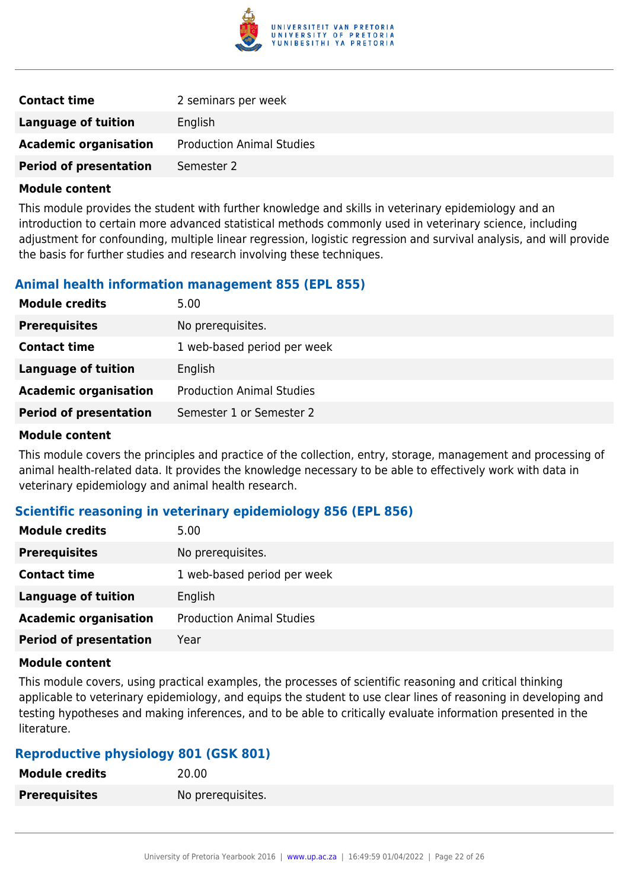| | |
|---|---|
| **Contact time** | 2 seminars per week |
| **Language of tuition** | English |
| **Academic organisation** | Production Animal Studies |
| **Period of presentation** | Semester 2 |

**Module content**

This module provides the student with further knowledge and skills in veterinary epidemiology and an introduction to certain more advanced statistical methods commonly used in veterinary science, including adjustment for confounding, multiple linear regression, logistic regression and survival analysis, and will provide the basis for further studies and research involving these techniques.

### Animal health information management 855 (EPL 855)

| | |
|---|---|
| **Module credits** | 5.00 |
| **Prerequisites** | No prerequisites. |
| **Contact time** | 1 web-based period per week |
| **Language of tuition** | English |
| **Academic organisation** | Production Animal Studies |
| **Period of presentation** | Semester 1 or Semester 2 |

**Module content**

This module covers the principles and practice of the collection, entry, storage, management and processing of animal health-related data. It provides the knowledge necessary to be able to effectively work with data in veterinary epidemiology and animal health research.

### Scientific reasoning in veterinary epidemiology 856 (EPL 856)

| | |
|---|---|
| **Module credits** | 5.00 |
| **Prerequisites** | No prerequisites. |
| **Contact time** | 1 web-based period per week |
| **Language of tuition** | English |
| **Academic organisation** | Production Animal Studies |
| **Period of presentation** | Year |

**Module content**

This module covers, using practical examples, the processes of scientific reasoning and critical thinking applicable to veterinary epidemiology, and equips the student to use clear lines of reasoning in developing and testing hypotheses and making inferences, and to be able to critically evaluate information presented in the literature.

### Reproductive physiology 801 (GSK 801)

| | |
|---|---|
| **Module credits** | 20.00 |
| **Prerequisites** | No prerequisites. |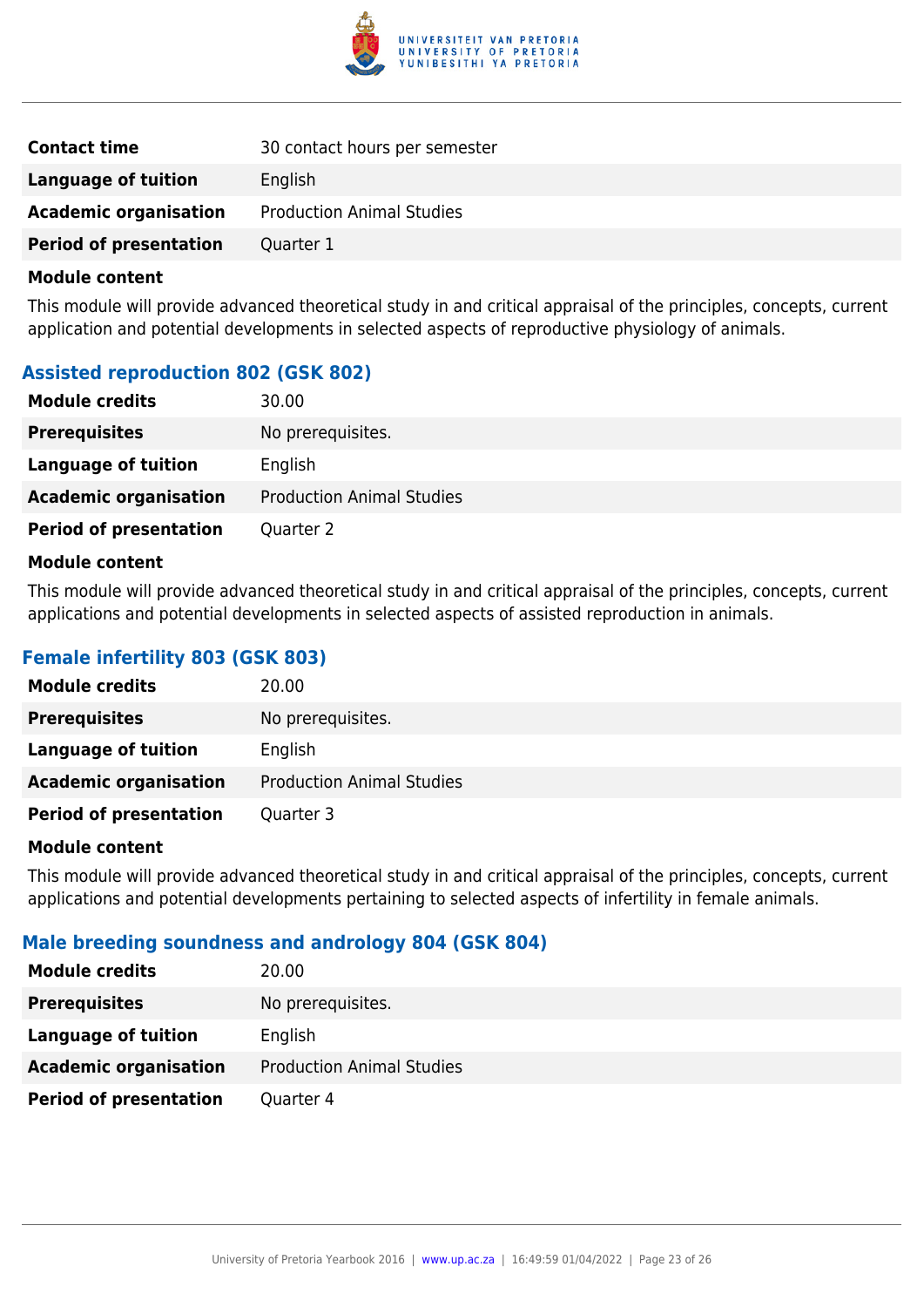| | |
|---|---|
| **Contact time** | 30 contact hours per semester |
| **Language of tuition** | English |
| **Academic organisation** | Production Animal Studies |
| **Period of presentation** | Quarter 1 |

**Module content**

This module will provide advanced theoretical study in and critical appraisal of the principles, concepts, current application and potential developments in selected aspects of reproductive physiology of animals.

### Assisted reproduction 802 (GSK 802)

| | |
|---|---|
| **Module credits** | 30.00 |
| **Prerequisites** | No prerequisites. |
| **Language of tuition** | English |
| **Academic organisation** | Production Animal Studies |
| **Period of presentation** | Quarter 2 |

**Module content**

This module will provide advanced theoretical study in and critical appraisal of the principles, concepts, current applications and potential developments in selected aspects of assisted reproduction in animals.

### Female infertility 803 (GSK 803)

| | |
|---|---|
| **Module credits** | 20.00 |
| **Prerequisites** | No prerequisites. |
| **Language of tuition** | English |
| **Academic organisation** | Production Animal Studies |
| **Period of presentation** | Quarter 3 |

**Module content**

This module will provide advanced theoretical study in and critical appraisal of the principles, concepts, current applications and potential developments pertaining to selected aspects of infertility in female animals.

### Male breeding soundness and andrology 804 (GSK 804)

| | |
|---|---|
| **Module credits** | 20.00 |
| **Prerequisites** | No prerequisites. |
| **Language of tuition** | English |
| **Academic organisation** | Production Animal Studies |
| **Period of presentation** | Quarter 4 |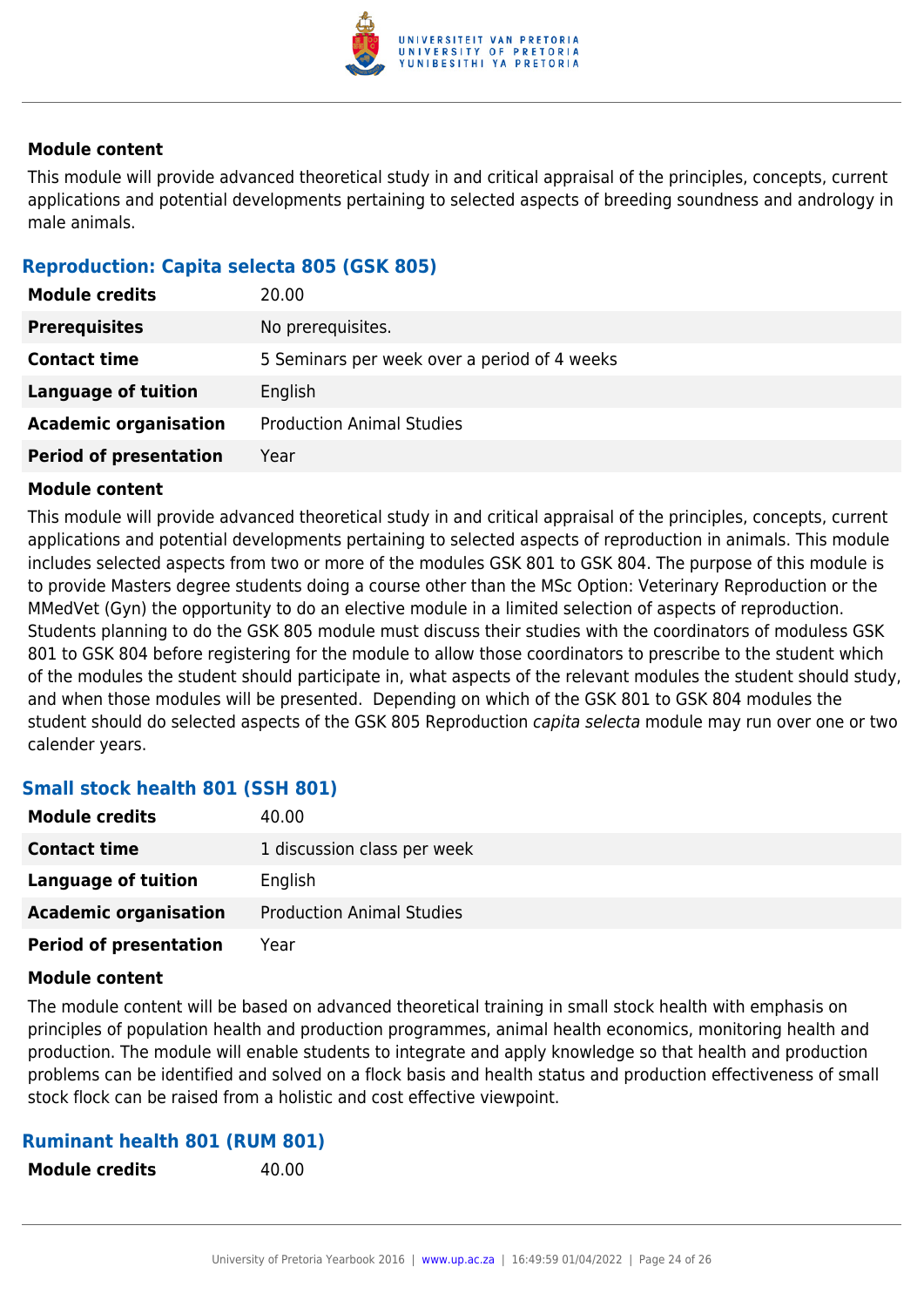**Module content**

This module will provide advanced theoretical study in and critical appraisal of the principles, concepts, current applications and potential developments pertaining to selected aspects of breeding soundness and andrology in male animals.

### Reproduction: Capita selecta 805 (GSK 805)

| | |
|---|---|
| **Module credits** | 20.00 |
| **Prerequisites** | No prerequisites. |
| **Contact time** | 5 Seminars per week over a period of 4 weeks |
| **Language of tuition** | English |
| **Academic organisation** | Production Animal Studies |
| **Period of presentation** | Year |

**Module content**

This module will provide advanced theoretical study in and critical appraisal of the principles, concepts, current applications and potential developments pertaining to selected aspects of reproduction in animals. This module includes selected aspects from two or more of the modules GSK 801 to GSK 804. The purpose of this module is to provide Masters degree students doing a course other than the MSc Option: Veterinary Reproduction or the MMedVet (Gyn) the opportunity to do an elective module in a limited selection of aspects of reproduction. Students planning to do the GSK 805 module must discuss their studies with the coordinators of moduless GSK 801 to GSK 804 before registering for the module to allow those coordinators to prescribe to the student which of the modules the student should participate in, what aspects of the relevant modules the student should study, and when those modules will be presented. Depending on which of the GSK 801 to GSK 804 modules the student should do selected aspects of the GSK 805 Reproduction *capita selecta* module may run over one or two calender years.

### Small stock health 801 (SSH 801)

| | |
|---|---|
| **Module credits** | 40.00 |
| **Contact time** | 1 discussion class per week |
| **Language of tuition** | English |
| **Academic organisation** | Production Animal Studies |
| **Period of presentation** | Year |

**Module content**

The module content will be based on advanced theoretical training in small stock health with emphasis on principles of population health and production programmes, animal health economics, monitoring health and production. The module will enable students to integrate and apply knowledge so that health and production problems can be identified and solved on a flock basis and health status and production effectiveness of small stock flock can be raised from a holistic and cost effective viewpoint.

### Ruminant health 801 (RUM 801)

| | |
|---|---|
| **Module credits** | 40.00 |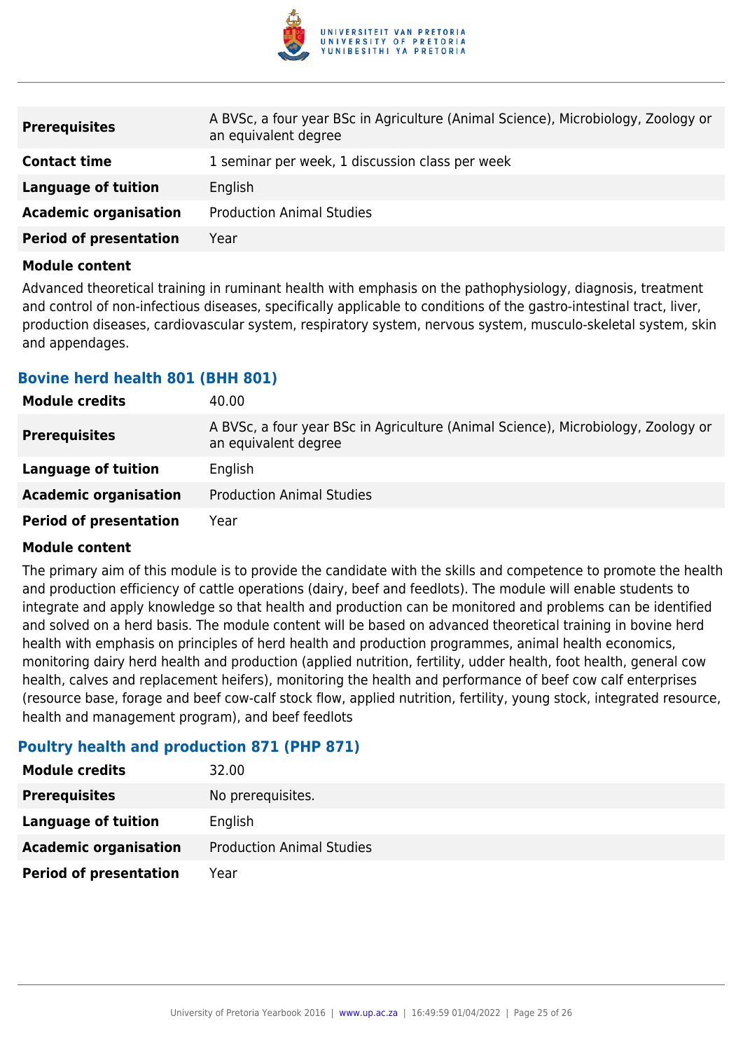| | |
|---|---|
| **Prerequisites** | A BVSc, a four year BSc in Agriculture (Animal Science), Microbiology, Zoology or an equivalent degree |
| **Contact time** | 1 seminar per week, 1 discussion class per week |
| **Language of tuition** | English |
| **Academic organisation** | Production Animal Studies |
| **Period of presentation** | Year |

**Module content**

Advanced theoretical training in ruminant health with emphasis on the pathophysiology, diagnosis, treatment and control of non-infectious diseases, specifically applicable to conditions of the gastro-intestinal tract, liver, production diseases, cardiovascular system, respiratory system, nervous system, musculo-skeletal system, skin and appendages.

### Bovine herd health 801 (BHH 801)

| | |
|---|---|
| **Module credits** | 40.00 |
| **Prerequisites** | A BVSc, a four year BSc in Agriculture (Animal Science), Microbiology, Zoology or an equivalent degree |
| **Language of tuition** | English |
| **Academic organisation** | Production Animal Studies |
| **Period of presentation** | Year |

**Module content**

The primary aim of this module is to provide the candidate with the skills and competence to promote the health and production efficiency of cattle operations (dairy, beef and feedlots). The module will enable students to integrate and apply knowledge so that health and production can be monitored and problems can be identified and solved on a herd basis. The module content will be based on advanced theoretical training in bovine herd health with emphasis on principles of herd health and production programmes, animal health economics, monitoring dairy herd health and production (applied nutrition, fertility, udder health, foot health, general cow health, calves and replacement heifers), monitoring the health and performance of beef cow calf enterprises (resource base, forage and beef cow-calf stock flow, applied nutrition, fertility, young stock, integrated resource, health and management program), and beef feedlots

### Poultry health and production 871 (PHP 871)

| | |
|---|---|
| **Module credits** | 32.00 |
| **Prerequisites** | No prerequisites. |
| **Language of tuition** | English |
| **Academic organisation** | Production Animal Studies |
| **Period of presentation** | Year |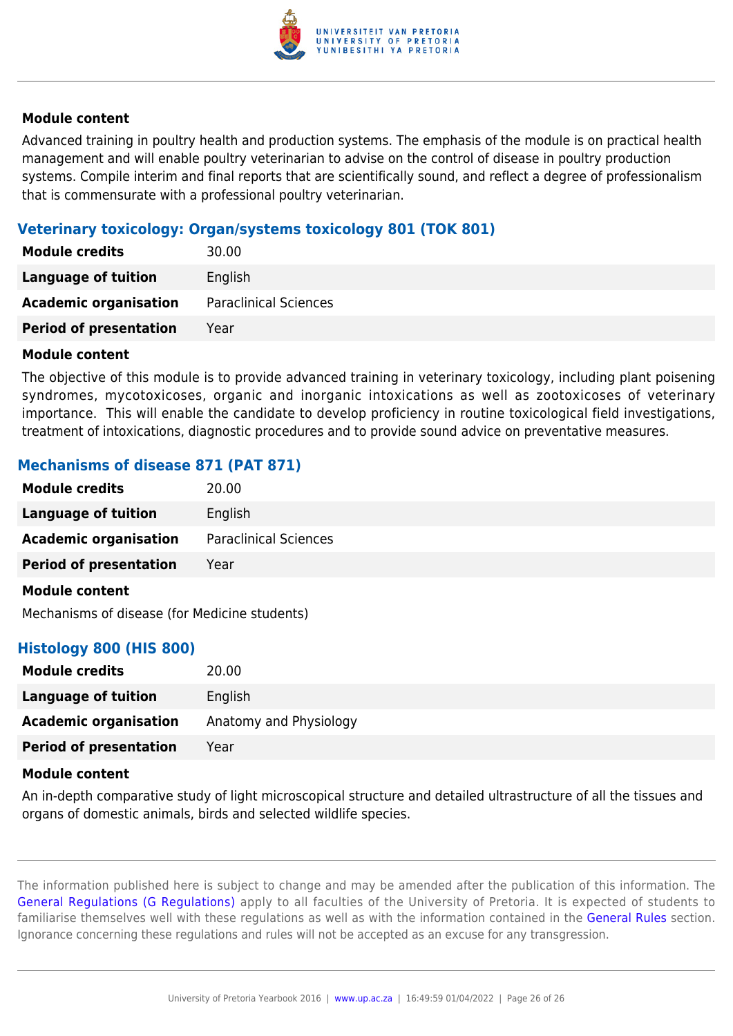#### Module content

Advanced training in poultry health and production systems. The emphasis of the module is on practical health management and will enable poultry veterinarian to advise on the control of disease in poultry production systems. Compile interim and final reports that are scientifically sound, and reflect a degree of professionalism that is commensurate with a professional poultry veterinarian.

### Veterinary toxicology: Organ/systems toxicology 801 (TOK 801)

| | |
|---|---|
| **Module credits** | 30.00 |
| **Language of tuition** | English |
| **Academic organisation** | Paraclinical Sciences |
| **Period of presentation** | Year |

#### Module content

The objective of this module is to provide advanced training in veterinary toxicology, including plant poisening syndromes, mycotoxicoses, organic and inorganic intoxications as well as zootoxicoses of veterinary importance. This will enable the candidate to develop proficiency in routine toxicological field investigations, treatment of intoxications, diagnostic procedures and to provide sound advice on preventative measures.

### Mechanisms of disease 871 (PAT 871)

| | |
|---|---|
| **Module credits** | 20.00 |
| **Language of tuition** | English |
| **Academic organisation** | Paraclinical Sciences |
| **Period of presentation** | Year |

#### Module content

Mechanisms of disease (for Medicine students)

### Histology 800 (HIS 800)

| | |
|---|---|
| **Module credits** | 20.00 |
| **Language of tuition** | English |
| **Academic organisation** | Anatomy and Physiology |
| **Period of presentation** | Year |

#### Module content

An in-depth comparative study of light microscopical structure and detailed ultrastructure of all the tissues and organs of domestic animals, birds and selected wildlife species.

The information published here is subject to change and may be amended after the publication of this information. The General Regulations (G Regulations) apply to all faculties of the University of Pretoria. It is expected of students to familiarise themselves well with these regulations as well as with the information contained in the General Rules section. Ignorance concerning these regulations and rules will not be accepted as an excuse for any transgression.